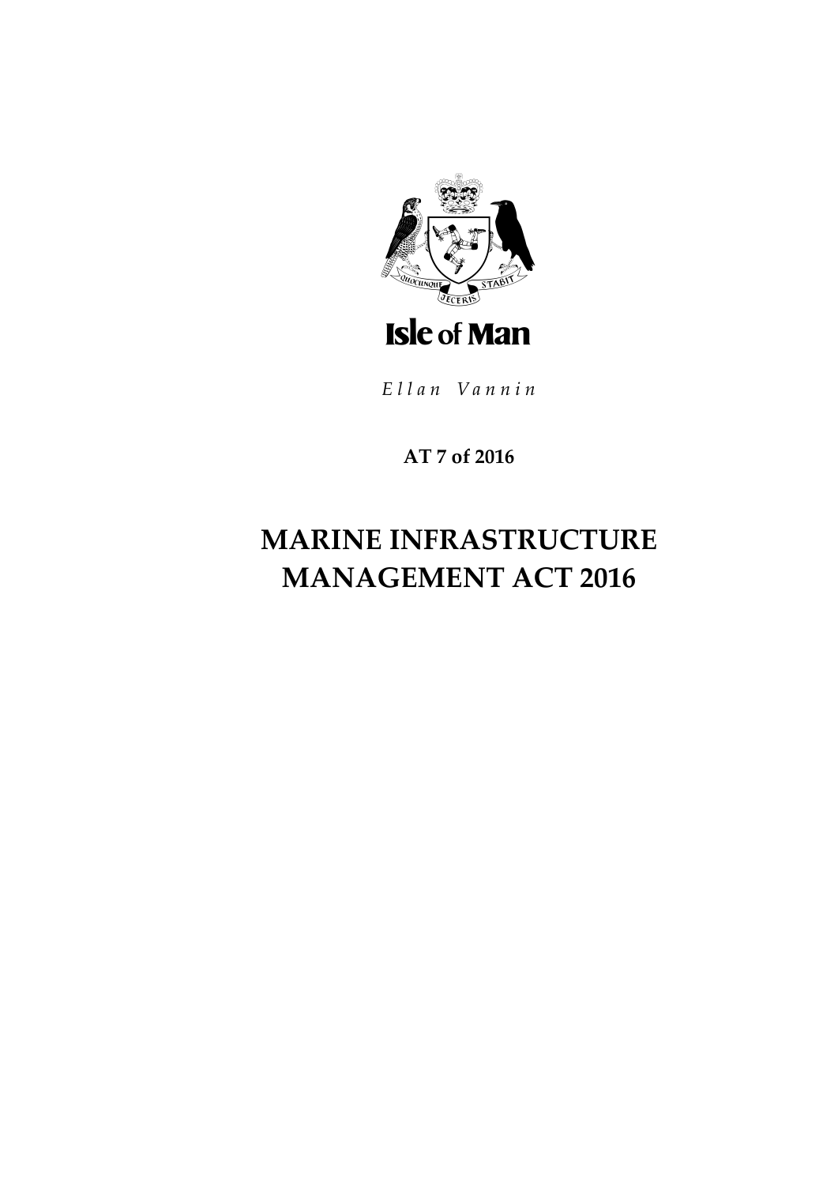Isle of Man

*Ellan Vannin*

**AT 7 of 2016**

# MARINE INFRASTRUCTURE MANAGEMENT ACT 2016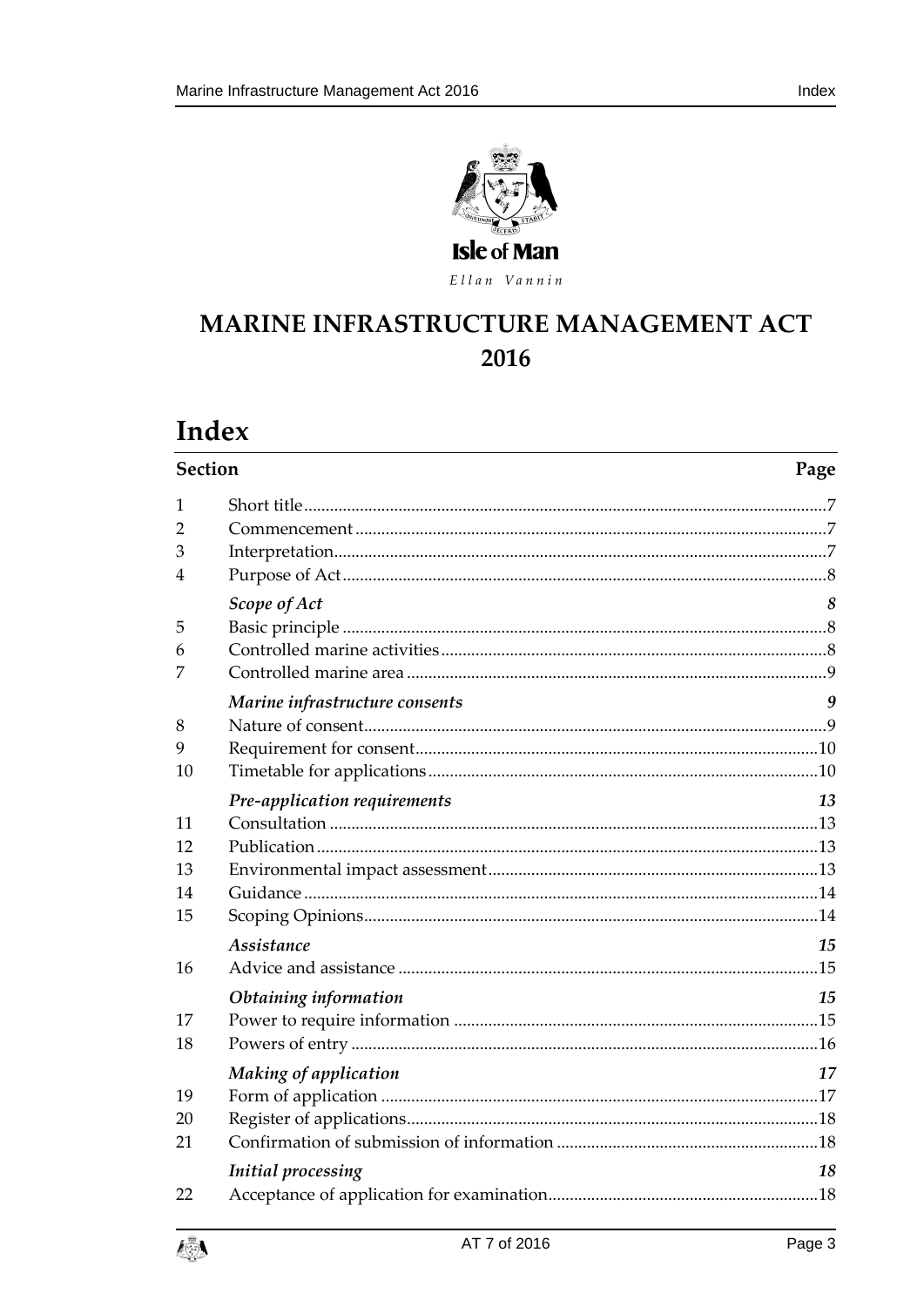Isle of Man

Ellan Vannin

# MARINE INFRASTRUCTURE MANAGEMENT ACT 2016

## Index

| Section | | Page |
|---|---|---|
| 1 | Short title | 7 |
| 2 | Commencement | 7 |
| 3 | Interpretation | 7 |
| 4 | Purpose of Act | 8 |
| | ***Scope of Act*** | ***8*** |
| 5 | Basic principle | 8 |
| 6 | Controlled marine activities | 8 |
| 7 | Controlled marine area | 9 |
| | ***Marine infrastructure consents*** | ***9*** |
| 8 | Nature of consent | 9 |
| 9 | Requirement for consent | 10 |
| 10 | Timetable for applications | 10 |
| | ***Pre-application requirements*** | ***13*** |
| 11 | Consultation | 13 |
| 12 | Publication | 13 |
| 13 | Environmental impact assessment | 13 |
| 14 | Guidance | 14 |
| 15 | Scoping Opinions | 14 |
| | ***Assistance*** | ***15*** |
| 16 | Advice and assistance | 15 |
| | ***Obtaining information*** | ***15*** |
| 17 | Power to require information | 15 |
| 18 | Powers of entry | 16 |
| | ***Making of application*** | ***17*** |
| 19 | Form of application | 17 |
| 20 | Register of applications | 18 |
| 21 | Confirmation of submission of information | 18 |
| | ***Initial processing*** | ***18*** |
| 22 | Acceptance of application for examination | 18 |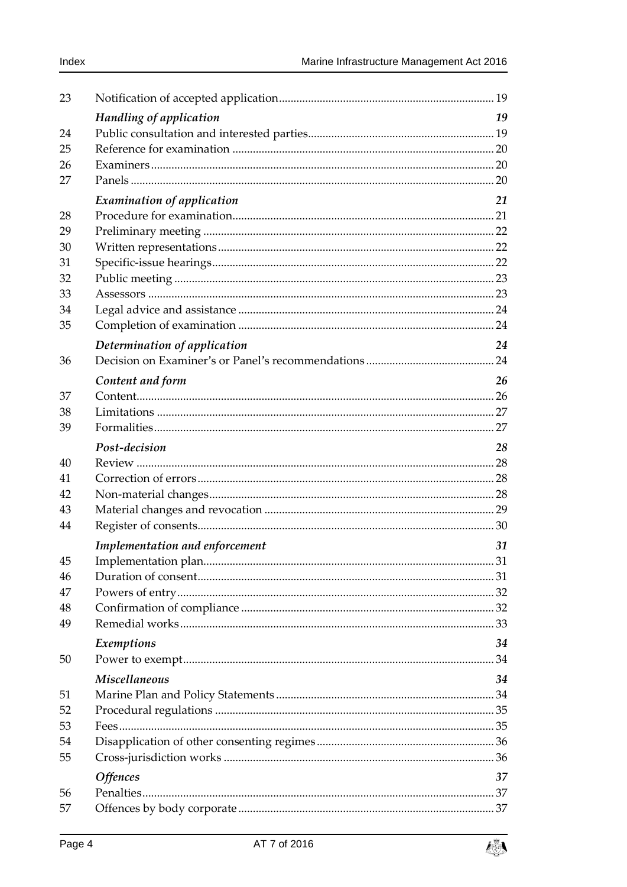| | | |
|---|---|---|
| 23 | Notification of accepted application | 19 |
| | ***Handling of application*** | ***19*** |
| 24 | Public consultation and interested parties | 19 |
| 25 | Reference for examination | 20 |
| 26 | Examiners | 20 |
| 27 | Panels | 20 |
| | ***Examination of application*** | ***21*** |
| 28 | Procedure for examination | 21 |
| 29 | Preliminary meeting | 22 |
| 30 | Written representations | 22 |
| 31 | Specific-issue hearings | 22 |
| 32 | Public meeting | 23 |
| 33 | Assessors | 23 |
| 34 | Legal advice and assistance | 24 |
| 35 | Completion of examination | 24 |
| | ***Determination of application*** | ***24*** |
| 36 | Decision on Examiner's or Panel's recommendations | 24 |
| | ***Content and form*** | ***26*** |
| 37 | Content | 26 |
| 38 | Limitations | 27 |
| 39 | Formalities | 27 |
| | ***Post-decision*** | ***28*** |
| 40 | Review | 28 |
| 41 | Correction of errors | 28 |
| 42 | Non-material changes | 28 |
| 43 | Material changes and revocation | 29 |
| 44 | Register of consents | 30 |
| | ***Implementation and enforcement*** | ***31*** |
| 45 | Implementation plan | 31 |
| 46 | Duration of consent | 31 |
| 47 | Powers of entry | 32 |
| 48 | Confirmation of compliance | 32 |
| 49 | Remedial works | 33 |
| | ***Exemptions*** | ***34*** |
| 50 | Power to exempt | 34 |
| | ***Miscellaneous*** | ***34*** |
| 51 | Marine Plan and Policy Statements | 34 |
| 52 | Procedural regulations | 35 |
| 53 | Fees | 35 |
| 54 | Disapplication of other consenting regimes | 36 |
| 55 | Cross-jurisdiction works | 36 |
| | ***Offences*** | ***37*** |
| 56 | Penalties | 37 |
| 57 | Offences by body corporate | 37 |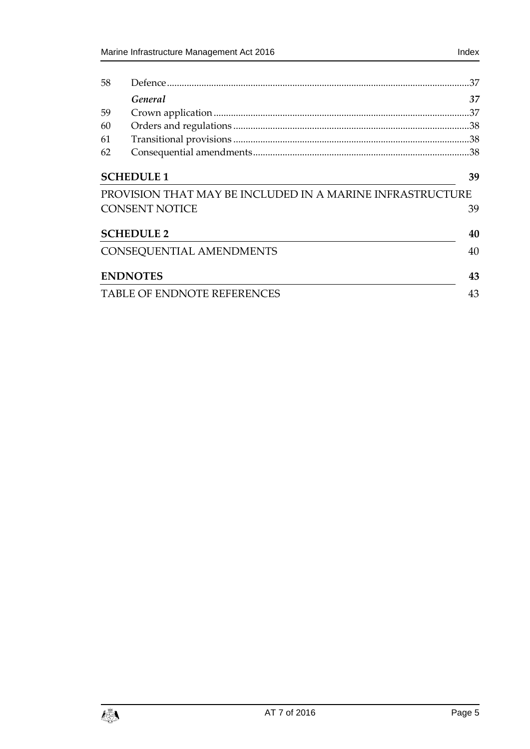| | | |
|---|---|---|
| 58 | Defence | 37 |
| | *General* | *37* |
| 59 | Crown application | 37 |
| 60 | Orders and regulations | 38 |
| 61 | Transitional provisions | 38 |
| 62 | Consequential amendments | 38 |

**SCHEDULE 1** 39

PROVISION THAT MAY BE INCLUDED IN A MARINE INFRASTRUCTURE CONSENT NOTICE 39

**SCHEDULE 2** 40

CONSEQUENTIAL AMENDMENTS 40

**ENDNOTES** 43

TABLE OF ENDNOTE REFERENCES 43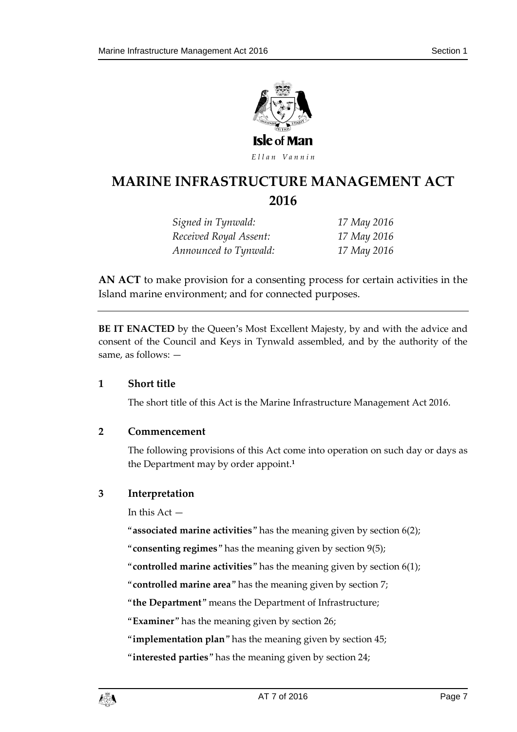Isle of Man

*Ellan Vannin*

# MARINE INFRASTRUCTURE MANAGEMENT ACT 2016

| | |
|---|---|
| *Signed in Tynwald:* | *17 May 2016* |
| *Received Royal Assent:* | *17 May 2016* |
| *Announced to Tynwald:* | *17 May 2016* |

**AN ACT** to make provision for a consenting process for certain activities in the Island marine environment; and for connected purposes.

---

**BE IT ENACTED** by the Queen's Most Excellent Majesty, by and with the advice and consent of the Council and Keys in Tynwald assembled, and by the authority of the same, as follows: —

### 1 Short title

The short title of this Act is the Marine Infrastructure Management Act 2016.

### 2 Commencement

The following provisions of this Act come into operation on such day or days as the Department may by order appoint.[1]

### 3 Interpretation

In this Act —

"**associated marine activities**" has the meaning given by section 6(2);

"**consenting regimes**" has the meaning given by section 9(5);

"**controlled marine activities**" has the meaning given by section 6(1);

"**controlled marine area**" has the meaning given by section 7;

"**the Department**" means the Department of Infrastructure;

"**Examiner**" has the meaning given by section 26;

"**implementation plan**" has the meaning given by section 45;

"**interested parties**" has the meaning given by section 24;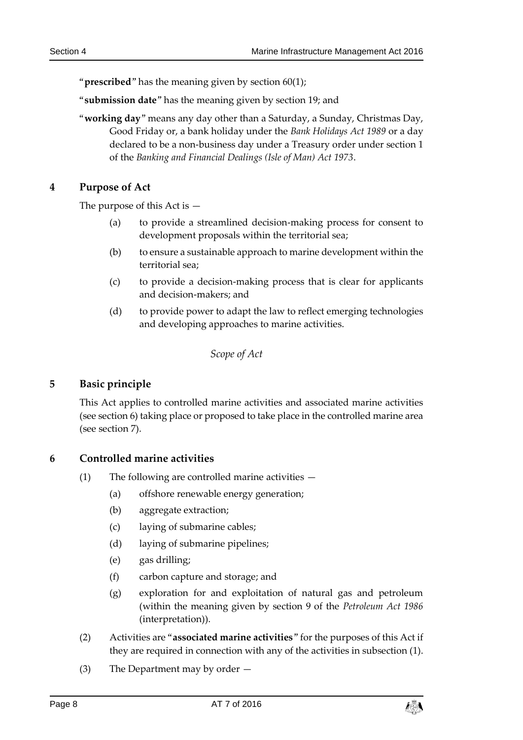"**prescribed**" has the meaning given by section 60(1);

"**submission date**" has the meaning given by section 19; and

"**working day**" means any day other than a Saturday, a Sunday, Christmas Day, Good Friday or, a bank holiday under the *Bank Holidays Act 1989* or a day declared to be a non-business day under a Treasury order under section 1 of the *Banking and Financial Dealings (Isle of Man) Act 1973*.

## 4 Purpose of Act

The purpose of this Act is —

(a) to provide a streamlined decision-making process for consent to development proposals within the territorial sea;

(b) to ensure a sustainable approach to marine development within the territorial sea;

(c) to provide a decision-making process that is clear for applicants and decision-makers; and

(d) to provide power to adapt the law to reflect emerging technologies and developing approaches to marine activities.

*Scope of Act*

## 5 Basic principle

This Act applies to controlled marine activities and associated marine activities (see section 6) taking place or proposed to take place in the controlled marine area (see section 7).

## 6 Controlled marine activities

(1) The following are controlled marine activities —

(a) offshore renewable energy generation;

(b) aggregate extraction;

(c) laying of submarine cables;

(d) laying of submarine pipelines;

(e) gas drilling;

(f) carbon capture and storage; and

(g) exploration for and exploitation of natural gas and petroleum (within the meaning given by section 9 of the *Petroleum Act 1986* (interpretation)).

(2) Activities are "**associated marine activities**" for the purposes of this Act if they are required in connection with any of the activities in subsection (1).

(3) The Department may by order —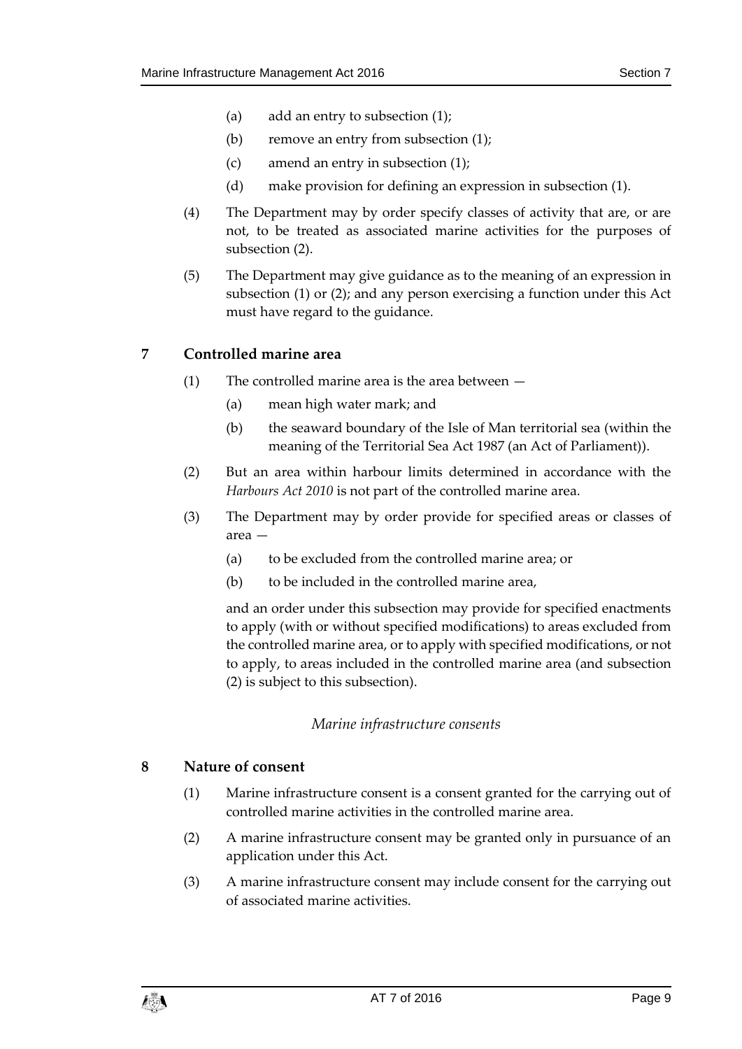(a) add an entry to subsection (1);

(b) remove an entry from subsection (1);

(c) amend an entry in subsection (1);

(d) make provision for defining an expression in subsection (1).

(4) The Department may by order specify classes of activity that are, or are not, to be treated as associated marine activities for the purposes of subsection (2).

(5) The Department may give guidance as to the meaning of an expression in subsection (1) or (2); and any person exercising a function under this Act must have regard to the guidance.

## 7 Controlled marine area

(1) The controlled marine area is the area between —

(a) mean high water mark; and

(b) the seaward boundary of the Isle of Man territorial sea (within the meaning of the Territorial Sea Act 1987 (an Act of Parliament)).

(2) But an area within harbour limits determined in accordance with the *Harbours Act 2010* is not part of the controlled marine area.

(3) The Department may by order provide for specified areas or classes of area —

(a) to be excluded from the controlled marine area; or

(b) to be included in the controlled marine area,

and an order under this subsection may provide for specified enactments to apply (with or without specified modifications) to areas excluded from the controlled marine area, or to apply with specified modifications, or not to apply, to areas included in the controlled marine area (and subsection (2) is subject to this subsection).

*Marine infrastructure consents*

## 8 Nature of consent

(1) Marine infrastructure consent is a consent granted for the carrying out of controlled marine activities in the controlled marine area.

(2) A marine infrastructure consent may be granted only in pursuance of an application under this Act.

(3) A marine infrastructure consent may include consent for the carrying out of associated marine activities.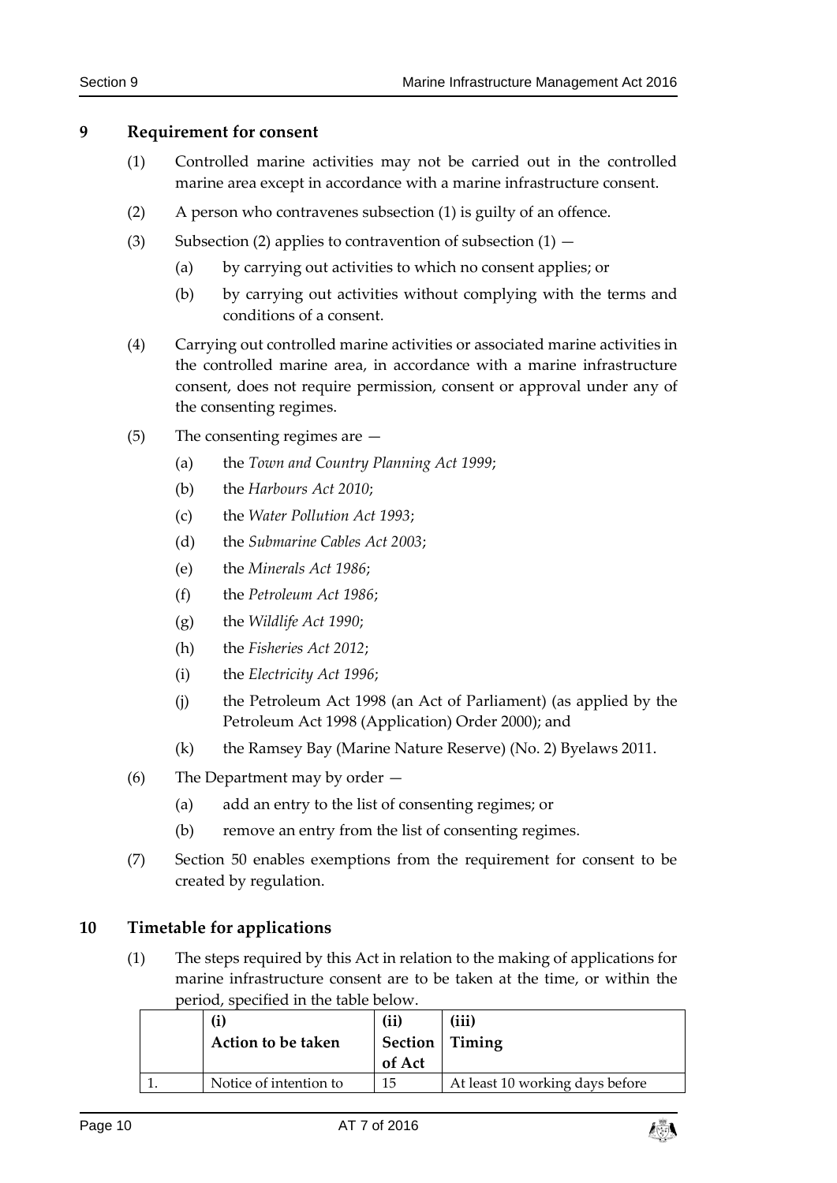## 9 Requirement for consent

(1) Controlled marine activities may not be carried out in the controlled marine area except in accordance with a marine infrastructure consent.

(2) A person who contravenes subsection (1) is guilty of an offence.

(3) Subsection (2) applies to contravention of subsection (1) —

(a) by carrying out activities to which no consent applies; or

(b) by carrying out activities without complying with the terms and conditions of a consent.

(4) Carrying out controlled marine activities or associated marine activities in the controlled marine area, in accordance with a marine infrastructure consent, does not require permission, consent or approval under any of the consenting regimes.

(5) The consenting regimes are —

(a) the *Town and Country Planning Act 1999*;

(b) the *Harbours Act 2010*;

(c) the *Water Pollution Act 1993*;

(d) the *Submarine Cables Act 2003*;

(e) the *Minerals Act 1986*;

(f) the *Petroleum Act 1986*;

(g) the *Wildlife Act 1990*;

(h) the *Fisheries Act 2012*;

(i) the *Electricity Act 1996*;

(j) the Petroleum Act 1998 (an Act of Parliament) (as applied by the Petroleum Act 1998 (Application) Order 2000); and

(k) the Ramsey Bay (Marine Nature Reserve) (No. 2) Byelaws 2011.

(6) The Department may by order —

(a) add an entry to the list of consenting regimes; or

(b) remove an entry from the list of consenting regimes.

(7) Section 50 enables exemptions from the requirement for consent to be created by regulation.

## 10 Timetable for applications

(1) The steps required by this Act in relation to the making of applications for marine infrastructure consent are to be taken at the time, or within the period, specified in the table below.

| | (i) Action to be taken | (ii) Section of Act | (iii) Timing |
|---|---|---|---|
| 1. | Notice of intention to | 15 | At least 10 working days before |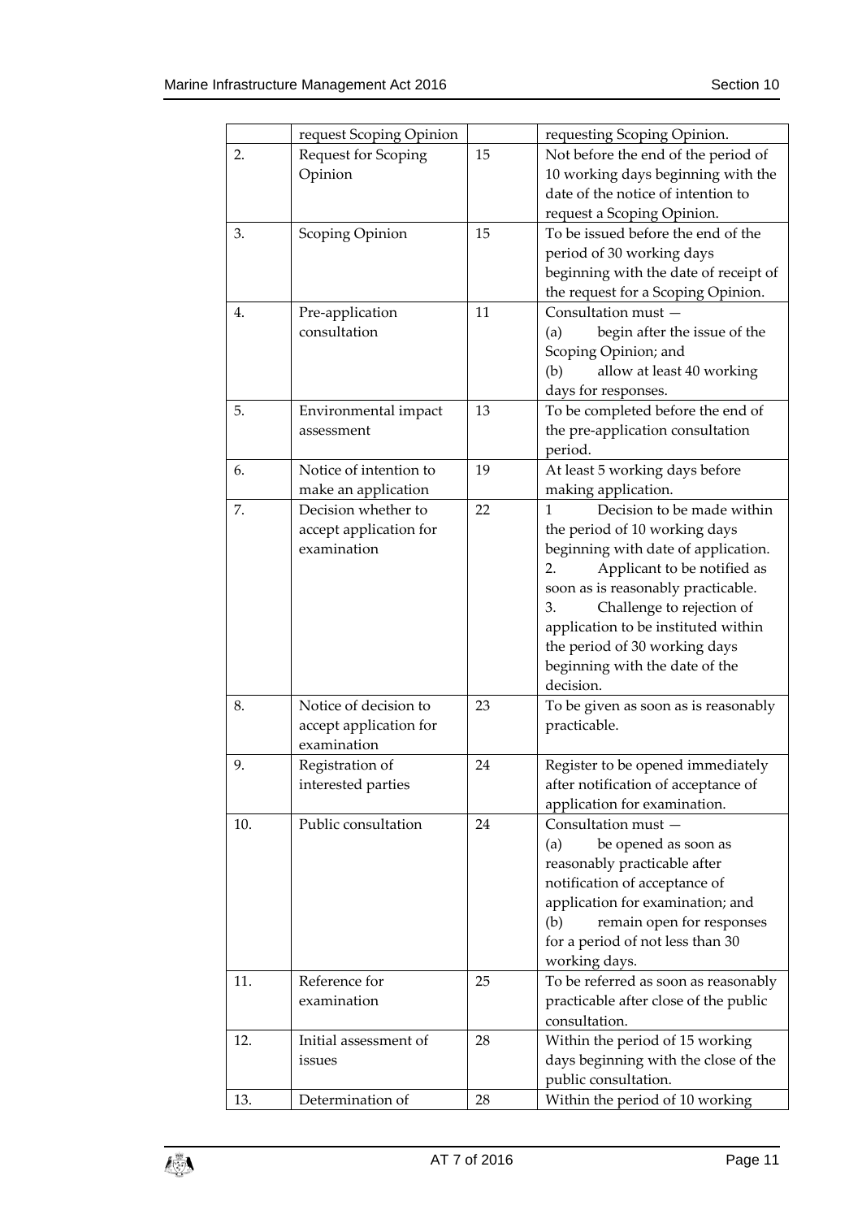| | request Scoping Opinion | | requesting Scoping Opinion. |
|---|---|---|---|
| 2. | Request for Scoping Opinion | 15 | Not before the end of the period of 10 working days beginning with the date of the notice of intention to request a Scoping Opinion. |
| 3. | Scoping Opinion | 15 | To be issued before the end of the period of 30 working days beginning with the date of receipt of the request for a Scoping Opinion. |
| 4. | Pre-application consultation | 11 | Consultation must — (a) begin after the issue of the Scoping Opinion; and (b) allow at least 40 working days for responses. |
| 5. | Environmental impact assessment | 13 | To be completed before the end of the pre-application consultation period. |
| 6. | Notice of intention to make an application | 19 | At least 5 working days before making application. |
| 7. | Decision whether to accept application for examination | 22 | 1 Decision to be made within the period of 10 working days beginning with date of application. 2. Applicant to be notified as soon as is reasonably practicable. 3. Challenge to rejection of application to be instituted within the period of 30 working days beginning with the date of the decision. |
| 8. | Notice of decision to accept application for examination | 23 | To be given as soon as is reasonably practicable. |
| 9. | Registration of interested parties | 24 | Register to be opened immediately after notification of acceptance of application for examination. |
| 10. | Public consultation | 24 | Consultation must — (a) be opened as soon as reasonably practicable after notification of acceptance of application for examination; and (b) remain open for responses for a period of not less than 30 working days. |
| 11. | Reference for examination | 25 | To be referred as soon as reasonably practicable after close of the public consultation. |
| 12. | Initial assessment of issues | 28 | Within the period of 15 working days beginning with the close of the public consultation. |
| 13. | Determination of | 28 | Within the period of 10 working |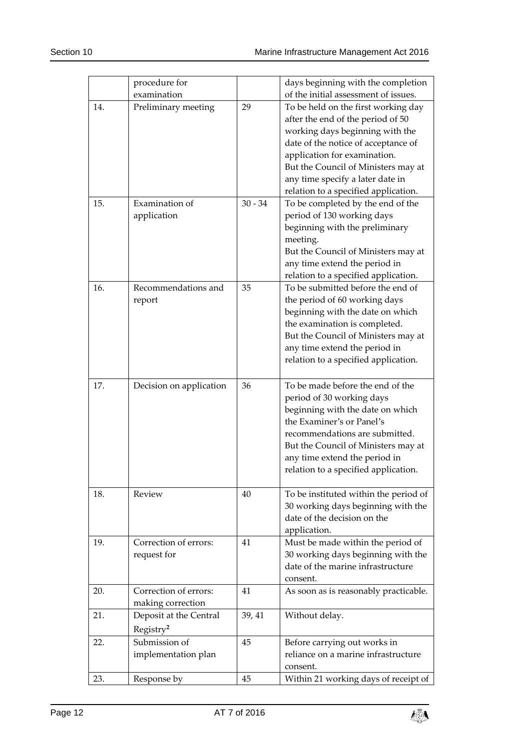|  | procedure for examination |  | days beginning with the completion of the initial assessment of issues. |
|---|---|---|---|
| 14. | Preliminary meeting | 29 | To be held on the first working day after the end of the period of 50 working days beginning with the date of the notice of acceptance of application for examination. But the Council of Ministers may at any time specify a later date in relation to a specified application. |
| 15. | Examination of application | 30 - 34 | To be completed by the end of the period of 130 working days beginning with the preliminary meeting. But the Council of Ministers may at any time extend the period in relation to a specified application. |
| 16. | Recommendations and report | 35 | To be submitted before the end of the period of 60 working days beginning with the date on which the examination is completed. But the Council of Ministers may at any time extend the period in relation to a specified application. |
| 17. | Decision on application | 36 | To be made before the end of the period of 30 working days beginning with the date on which the Examiner's or Panel's recommendations are submitted. But the Council of Ministers may at any time extend the period in relation to a specified application. |
| 18. | Review | 40 | To be instituted within the period of 30 working days beginning with the date of the decision on the application. |
| 19. | Correction of errors: request for | 41 | Must be made within the period of 30 working days beginning with the date of the marine infrastructure consent. |
| 20. | Correction of errors: making correction | 41 | As soon as is reasonably practicable. |
| 21. | Deposit at the Central Registry[2] | 39, 41 | Without delay. |
| 22. | Submission of implementation plan | 45 | Before carrying out works in reliance on a marine infrastructure consent. |
| 23. | Response by | 45 | Within 21 working days of receipt of |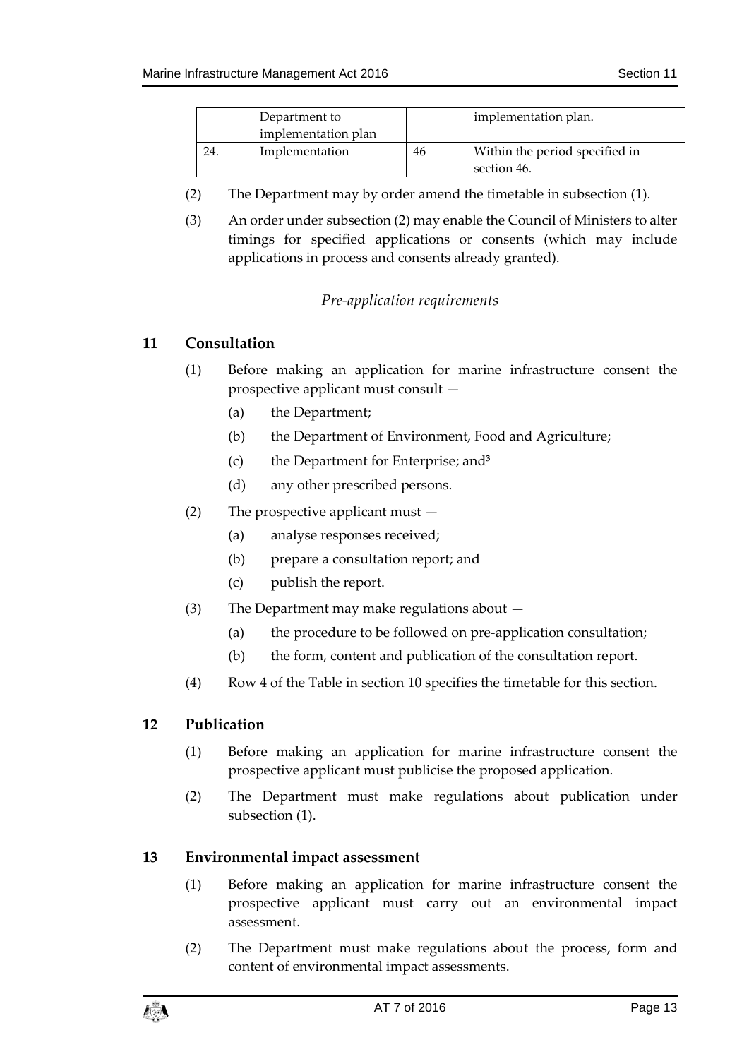|  | Department to implementation plan |  | implementation plan. |
| --- | --- | --- | --- |
| 24. | Implementation | 46 | Within the period specified in section 46. |

(2) The Department may by order amend the timetable in subsection (1).

(3) An order under subsection (2) may enable the Council of Ministers to alter timings for specified applications or consents (which may include applications in process and consents already granted).

*Pre-application requirements*

## 11 Consultation

(1) Before making an application for marine infrastructure consent the prospective applicant must consult —

(a) the Department;

(b) the Department of Environment, Food and Agriculture;

(c) the Department for Enterprise; and[3]

(d) any other prescribed persons.

(2) The prospective applicant must —

(a) analyse responses received;

(b) prepare a consultation report; and

(c) publish the report.

(3) The Department may make regulations about —

(a) the procedure to be followed on pre-application consultation;

(b) the form, content and publication of the consultation report.

(4) Row 4 of the Table in section 10 specifies the timetable for this section.

## 12 Publication

(1) Before making an application for marine infrastructure consent the prospective applicant must publicise the proposed application.

(2) The Department must make regulations about publication under subsection (1).

## 13 Environmental impact assessment

(1) Before making an application for marine infrastructure consent the prospective applicant must carry out an environmental impact assessment.

(2) The Department must make regulations about the process, form and content of environmental impact assessments.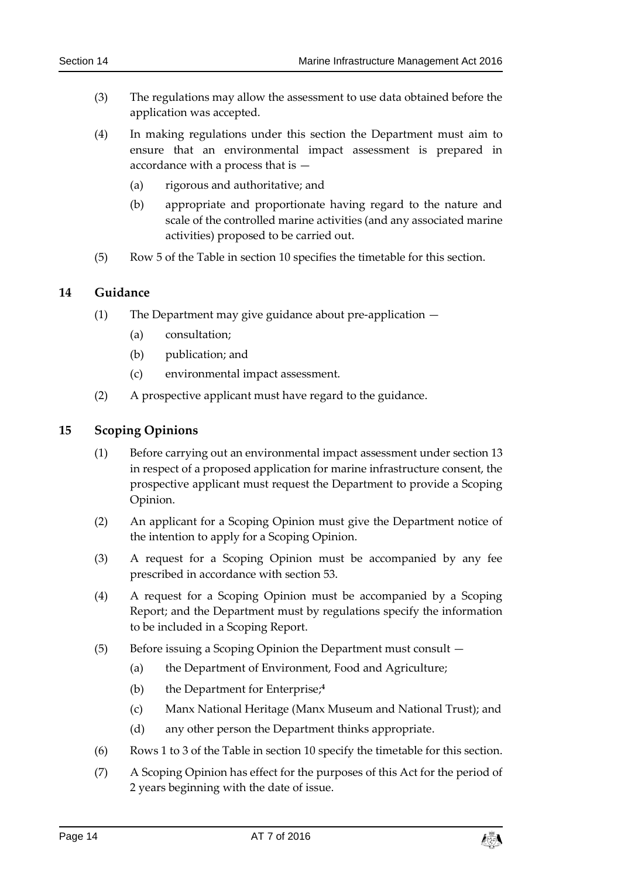(3) The regulations may allow the assessment to use data obtained before the application was accepted.

(4) In making regulations under this section the Department must aim to ensure that an environmental impact assessment is prepared in accordance with a process that is —

(a) rigorous and authoritative; and

(b) appropriate and proportionate having regard to the nature and scale of the controlled marine activities (and any associated marine activities) proposed to be carried out.

(5) Row 5 of the Table in section 10 specifies the timetable for this section.

## 14 Guidance

(1) The Department may give guidance about pre-application —

(a) consultation;

(b) publication; and

(c) environmental impact assessment.

(2) A prospective applicant must have regard to the guidance.

## 15 Scoping Opinions

(1) Before carrying out an environmental impact assessment under section 13 in respect of a proposed application for marine infrastructure consent, the prospective applicant must request the Department to provide a Scoping Opinion.

(2) An applicant for a Scoping Opinion must give the Department notice of the intention to apply for a Scoping Opinion.

(3) A request for a Scoping Opinion must be accompanied by any fee prescribed in accordance with section 53.

(4) A request for a Scoping Opinion must be accompanied by a Scoping Report; and the Department must by regulations specify the information to be included in a Scoping Report.

(5) Before issuing a Scoping Opinion the Department must consult —

(a) the Department of Environment, Food and Agriculture;

(b) the Department for Enterprise;[4]

(c) Manx National Heritage (Manx Museum and National Trust); and

(d) any other person the Department thinks appropriate.

(6) Rows 1 to 3 of the Table in section 10 specify the timetable for this section.

(7) A Scoping Opinion has effect for the purposes of this Act for the period of 2 years beginning with the date of issue.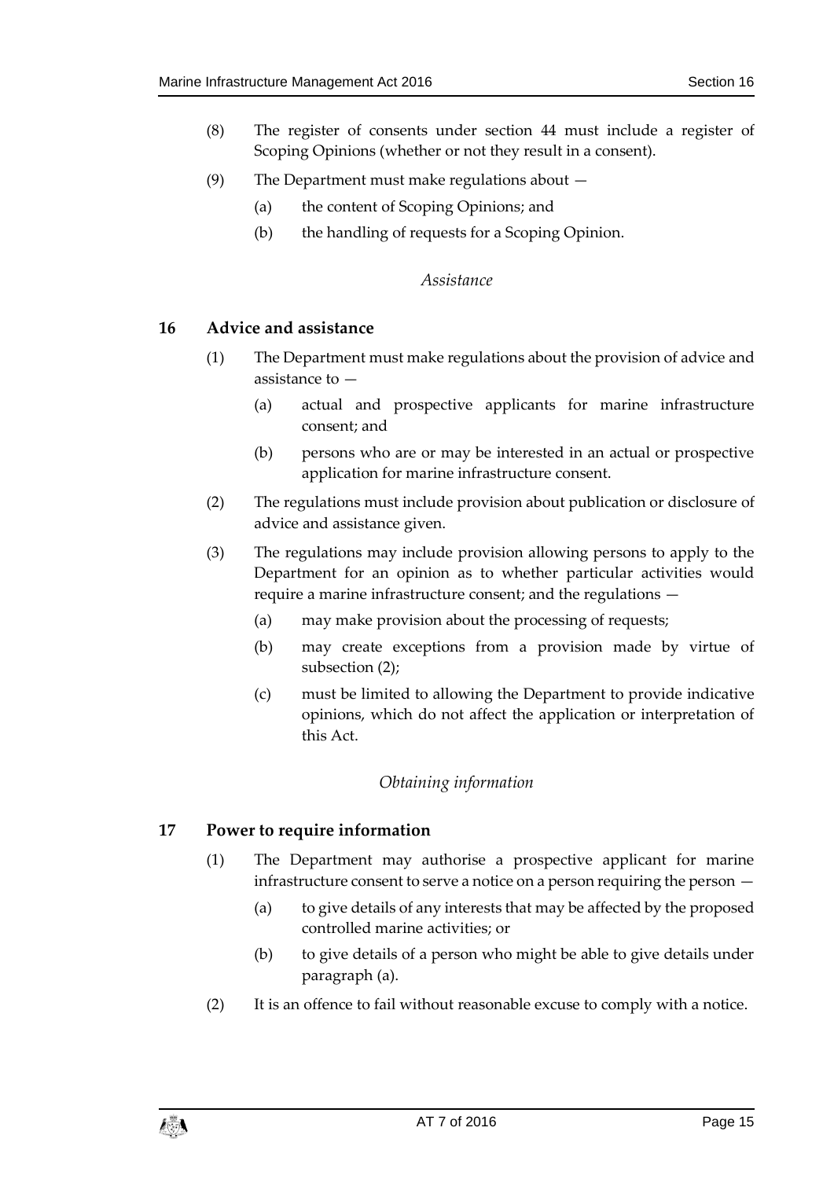(8) The register of consents under section 44 must include a register of Scoping Opinions (whether or not they result in a consent).

(9) The Department must make regulations about —

(a) the content of Scoping Opinions; and

(b) the handling of requests for a Scoping Opinion.

*Assistance*

## 16 Advice and assistance

(1) The Department must make regulations about the provision of advice and assistance to —

(a) actual and prospective applicants for marine infrastructure consent; and

(b) persons who are or may be interested in an actual or prospective application for marine infrastructure consent.

(2) The regulations must include provision about publication or disclosure of advice and assistance given.

(3) The regulations may include provision allowing persons to apply to the Department for an opinion as to whether particular activities would require a marine infrastructure consent; and the regulations —

(a) may make provision about the processing of requests;

(b) may create exceptions from a provision made by virtue of subsection (2);

(c) must be limited to allowing the Department to provide indicative opinions, which do not affect the application or interpretation of this Act.

*Obtaining information*

## 17 Power to require information

(1) The Department may authorise a prospective applicant for marine infrastructure consent to serve a notice on a person requiring the person —

(a) to give details of any interests that may be affected by the proposed controlled marine activities; or

(b) to give details of a person who might be able to give details under paragraph (a).

(2) It is an offence to fail without reasonable excuse to comply with a notice.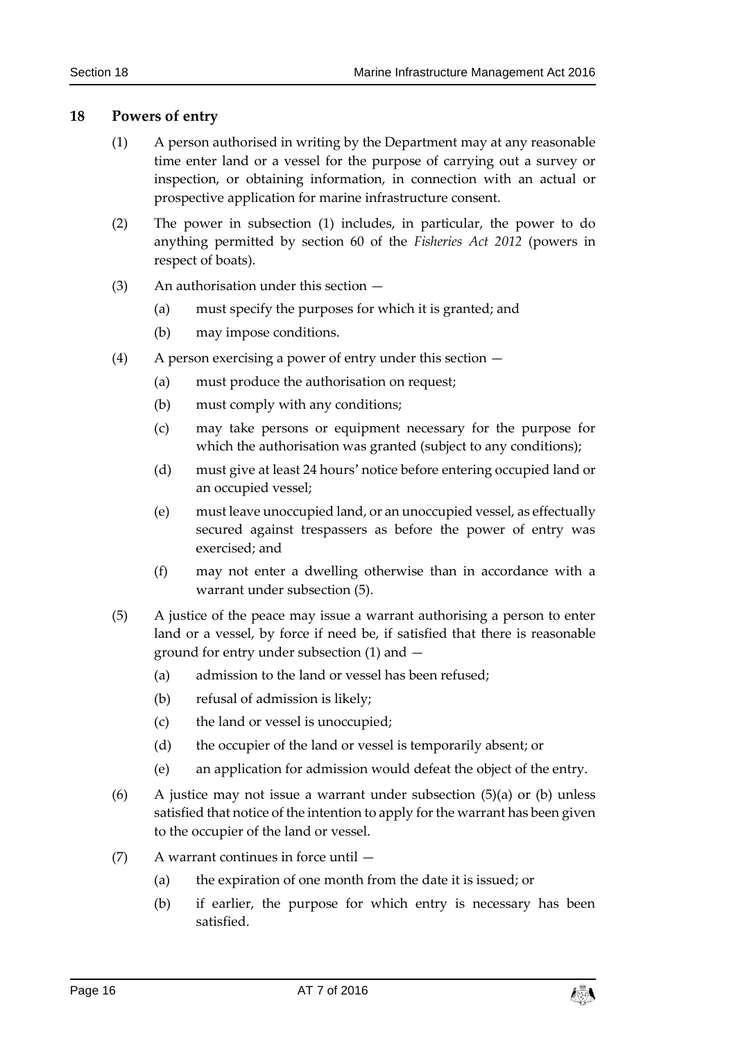## 18 Powers of entry

(1) A person authorised in writing by the Department may at any reasonable time enter land or a vessel for the purpose of carrying out a survey or inspection, or obtaining information, in connection with an actual or prospective application for marine infrastructure consent.

(2) The power in subsection (1) includes, in particular, the power to do anything permitted by section 60 of the *Fisheries Act 2012* (powers in respect of boats).

(3) An authorisation under this section —

- (a) must specify the purposes for which it is granted; and
- (b) may impose conditions.

(4) A person exercising a power of entry under this section —

- (a) must produce the authorisation on request;
- (b) must comply with any conditions;
- (c) may take persons or equipment necessary for the purpose for which the authorisation was granted (subject to any conditions);
- (d) must give at least 24 hours' notice before entering occupied land or an occupied vessel;
- (e) must leave unoccupied land, or an unoccupied vessel, as effectually secured against trespassers as before the power of entry was exercised; and
- (f) may not enter a dwelling otherwise than in accordance with a warrant under subsection (5).

(5) A justice of the peace may issue a warrant authorising a person to enter land or a vessel, by force if need be, if satisfied that there is reasonable ground for entry under subsection (1) and —

- (a) admission to the land or vessel has been refused;
- (b) refusal of admission is likely;
- (c) the land or vessel is unoccupied;
- (d) the occupier of the land or vessel is temporarily absent; or
- (e) an application for admission would defeat the object of the entry.

(6) A justice may not issue a warrant under subsection (5)(a) or (b) unless satisfied that notice of the intention to apply for the warrant has been given to the occupier of the land or vessel.

(7) A warrant continues in force until —

- (a) the expiration of one month from the date it is issued; or
- (b) if earlier, the purpose for which entry is necessary has been satisfied.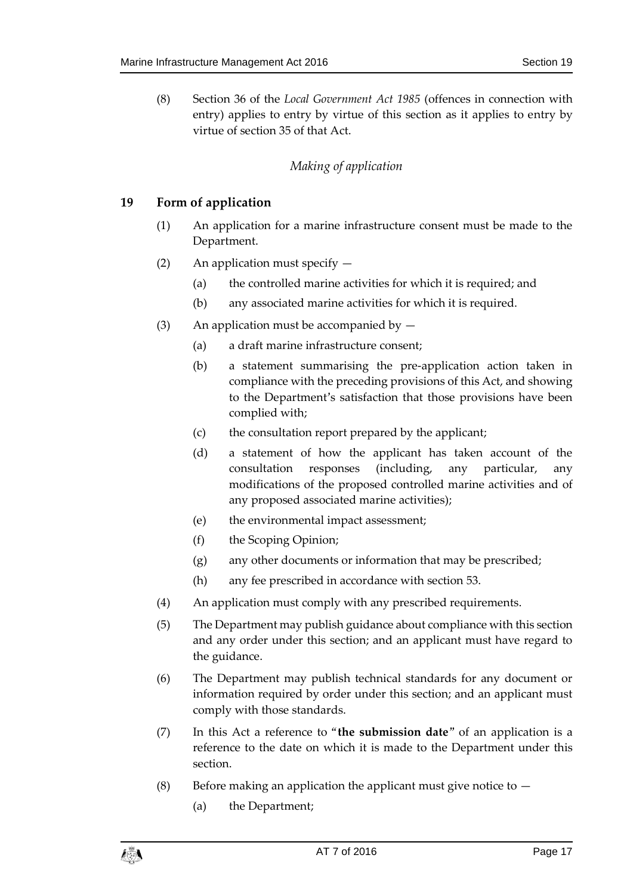(8) Section 36 of the *Local Government Act 1985* (offences in connection with entry) applies to entry by virtue of this section as it applies to entry by virtue of section 35 of that Act.

*Making of application*

## 19 Form of application

(1) An application for a marine infrastructure consent must be made to the Department.

(2) An application must specify —

(a) the controlled marine activities for which it is required; and

(b) any associated marine activities for which it is required.

(3) An application must be accompanied by —

(a) a draft marine infrastructure consent;

(b) a statement summarising the pre-application action taken in compliance with the preceding provisions of this Act, and showing to the Department's satisfaction that those provisions have been complied with;

(c) the consultation report prepared by the applicant;

(d) a statement of how the applicant has taken account of the consultation responses (including, any particular, any modifications of the proposed controlled marine activities and of any proposed associated marine activities);

(e) the environmental impact assessment;

(f) the Scoping Opinion;

(g) any other documents or information that may be prescribed;

(h) any fee prescribed in accordance with section 53.

(4) An application must comply with any prescribed requirements.

(5) The Department may publish guidance about compliance with this section and any order under this section; and an applicant must have regard to the guidance.

(6) The Department may publish technical standards for any document or information required by order under this section; and an applicant must comply with those standards.

(7) In this Act a reference to "**the submission date**" of an application is a reference to the date on which it is made to the Department under this section.

(8) Before making an application the applicant must give notice to —

(a) the Department;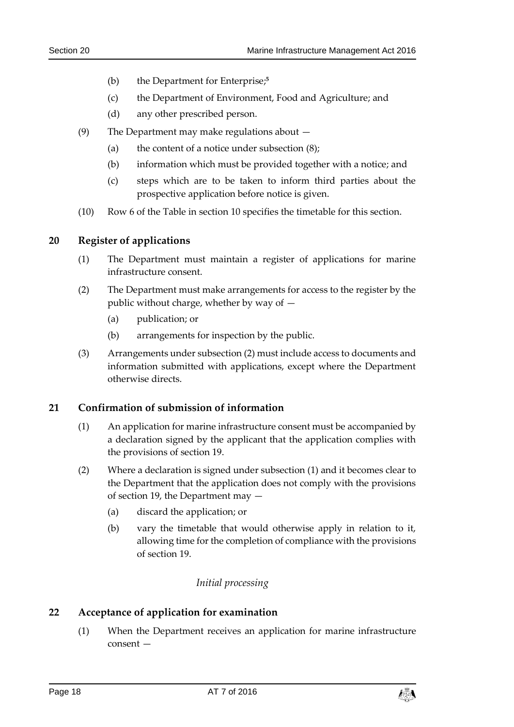(b) the Department for Enterprise;[5]

(c) the Department of Environment, Food and Agriculture; and

(d) any other prescribed person.

(9) The Department may make regulations about —

(a) the content of a notice under subsection (8);

(b) information which must be provided together with a notice; and

(c) steps which are to be taken to inform third parties about the prospective application before notice is given.

(10) Row 6 of the Table in section 10 specifies the timetable for this section.

## 20 Register of applications

(1) The Department must maintain a register of applications for marine infrastructure consent.

(2) The Department must make arrangements for access to the register by the public without charge, whether by way of —

(a) publication; or

(b) arrangements for inspection by the public.

(3) Arrangements under subsection (2) must include access to documents and information submitted with applications, except where the Department otherwise directs.

## 21 Confirmation of submission of information

(1) An application for marine infrastructure consent must be accompanied by a declaration signed by the applicant that the application complies with the provisions of section 19.

(2) Where a declaration is signed under subsection (1) and it becomes clear to the Department that the application does not comply with the provisions of section 19, the Department may —

(a) discard the application; or

(b) vary the timetable that would otherwise apply in relation to it, allowing time for the completion of compliance with the provisions of section 19.

*Initial processing*

## 22 Acceptance of application for examination

(1) When the Department receives an application for marine infrastructure consent —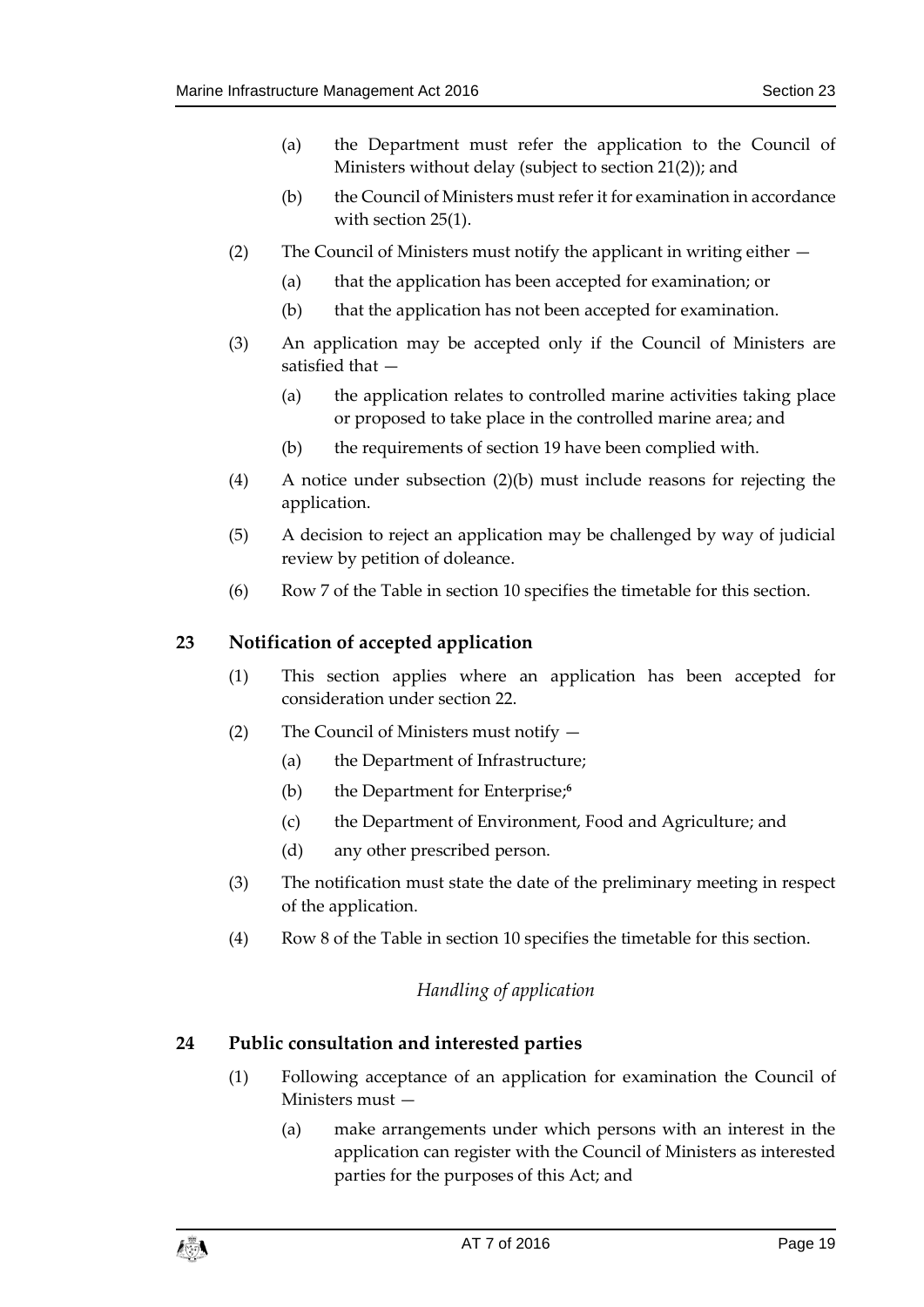(a) the Department must refer the application to the Council of Ministers without delay (subject to section 21(2)); and

(b) the Council of Ministers must refer it for examination in accordance with section 25(1).

(2) The Council of Ministers must notify the applicant in writing either —

(a) that the application has been accepted for examination; or

(b) that the application has not been accepted for examination.

(3) An application may be accepted only if the Council of Ministers are satisfied that —

(a) the application relates to controlled marine activities taking place or proposed to take place in the controlled marine area; and

(b) the requirements of section 19 have been complied with.

(4) A notice under subsection (2)(b) must include reasons for rejecting the application.

(5) A decision to reject an application may be challenged by way of judicial review by petition of doleance.

(6) Row 7 of the Table in section 10 specifies the timetable for this section.

## 23 Notification of accepted application

(1) This section applies where an application has been accepted for consideration under section 22.

(2) The Council of Ministers must notify —

(a) the Department of Infrastructure;

(b) the Department for Enterprise;[6]

(c) the Department of Environment, Food and Agriculture; and

(d) any other prescribed person.

(3) The notification must state the date of the preliminary meeting in respect of the application.

(4) Row 8 of the Table in section 10 specifies the timetable for this section.

*Handling of application*

## 24 Public consultation and interested parties

(1) Following acceptance of an application for examination the Council of Ministers must —

(a) make arrangements under which persons with an interest in the application can register with the Council of Ministers as interested parties for the purposes of this Act; and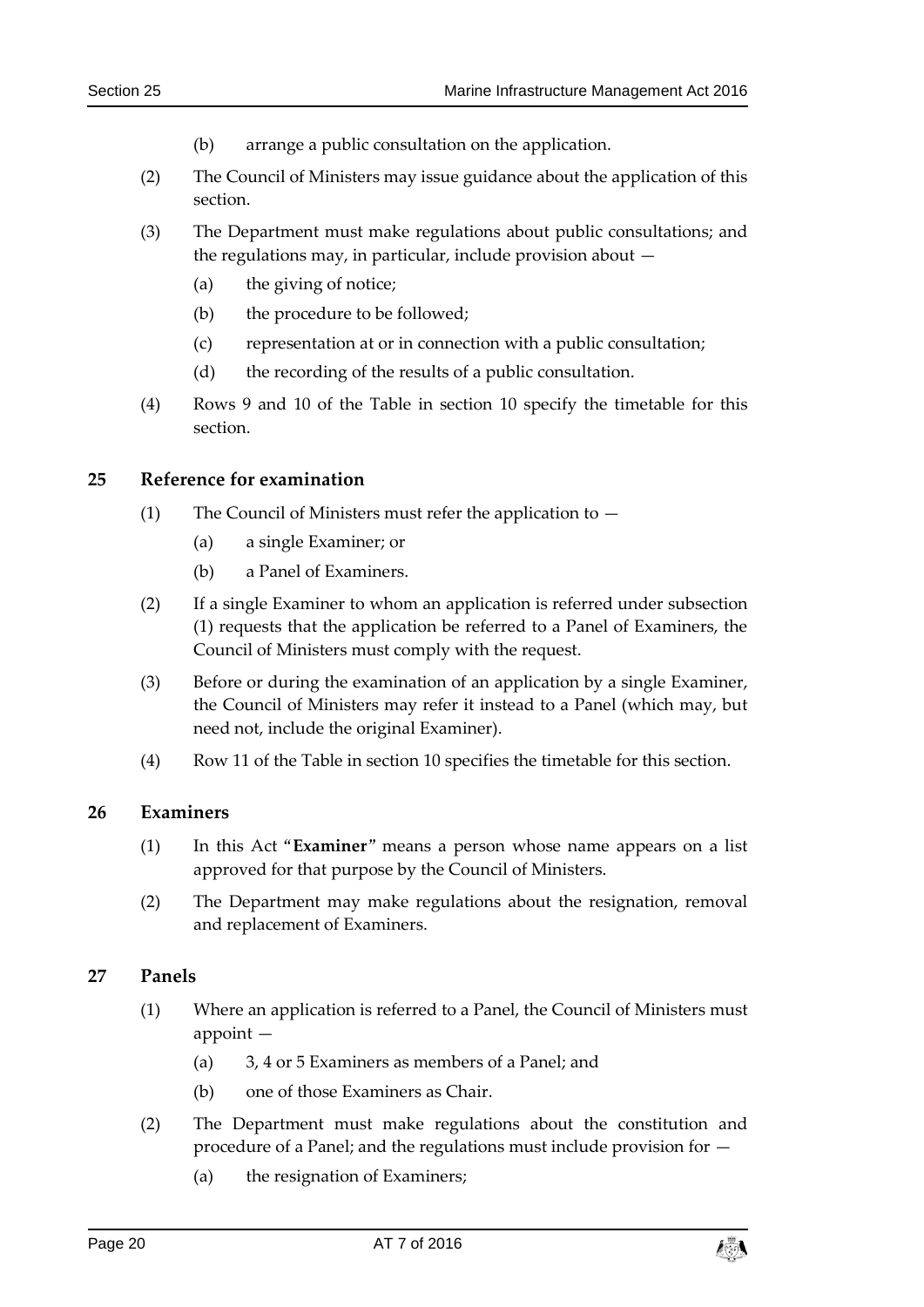(b) arrange a public consultation on the application.

(2) The Council of Ministers may issue guidance about the application of this section.

(3) The Department must make regulations about public consultations; and the regulations may, in particular, include provision about —

(a) the giving of notice;

(b) the procedure to be followed;

(c) representation at or in connection with a public consultation;

(d) the recording of the results of a public consultation.

(4) Rows 9 and 10 of the Table in section 10 specify the timetable for this section.

## 25 Reference for examination

(1) The Council of Ministers must refer the application to —

(a) a single Examiner; or

(b) a Panel of Examiners.

(2) If a single Examiner to whom an application is referred under subsection (1) requests that the application be referred to a Panel of Examiners, the Council of Ministers must comply with the request.

(3) Before or during the examination of an application by a single Examiner, the Council of Ministers may refer it instead to a Panel (which may, but need not, include the original Examiner).

(4) Row 11 of the Table in section 10 specifies the timetable for this section.

## 26 Examiners

(1) In this Act "**Examiner**" means a person whose name appears on a list approved for that purpose by the Council of Ministers.

(2) The Department may make regulations about the resignation, removal and replacement of Examiners.

## 27 Panels

(1) Where an application is referred to a Panel, the Council of Ministers must appoint —

(a) 3, 4 or 5 Examiners as members of a Panel; and

(b) one of those Examiners as Chair.

(2) The Department must make regulations about the constitution and procedure of a Panel; and the regulations must include provision for —

(a) the resignation of Examiners;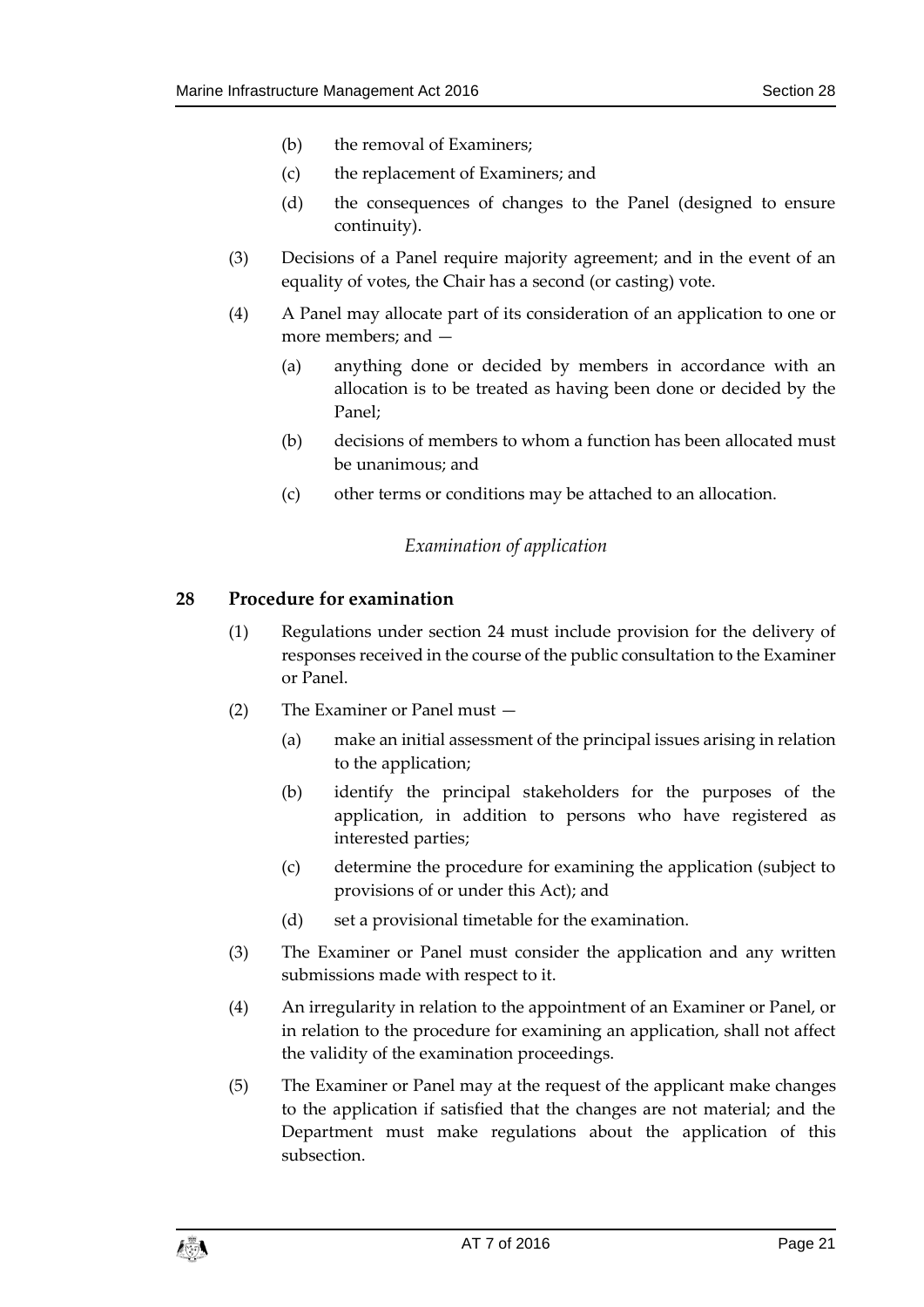(b) the removal of Examiners;

(c) the replacement of Examiners; and

(d) the consequences of changes to the Panel (designed to ensure continuity).

(3) Decisions of a Panel require majority agreement; and in the event of an equality of votes, the Chair has a second (or casting) vote.

(4) A Panel may allocate part of its consideration of an application to one or more members; and —

(a) anything done or decided by members in accordance with an allocation is to be treated as having been done or decided by the Panel;

(b) decisions of members to whom a function has been allocated must be unanimous; and

(c) other terms or conditions may be attached to an allocation.

*Examination of application*

### 28 Procedure for examination

(1) Regulations under section 24 must include provision for the delivery of responses received in the course of the public consultation to the Examiner or Panel.

(2) The Examiner or Panel must —

(a) make an initial assessment of the principal issues arising in relation to the application;

(b) identify the principal stakeholders for the purposes of the application, in addition to persons who have registered as interested parties;

(c) determine the procedure for examining the application (subject to provisions of or under this Act); and

(d) set a provisional timetable for the examination.

(3) The Examiner or Panel must consider the application and any written submissions made with respect to it.

(4) An irregularity in relation to the appointment of an Examiner or Panel, or in relation to the procedure for examining an application, shall not affect the validity of the examination proceedings.

(5) The Examiner or Panel may at the request of the applicant make changes to the application if satisfied that the changes are not material; and the Department must make regulations about the application of this subsection.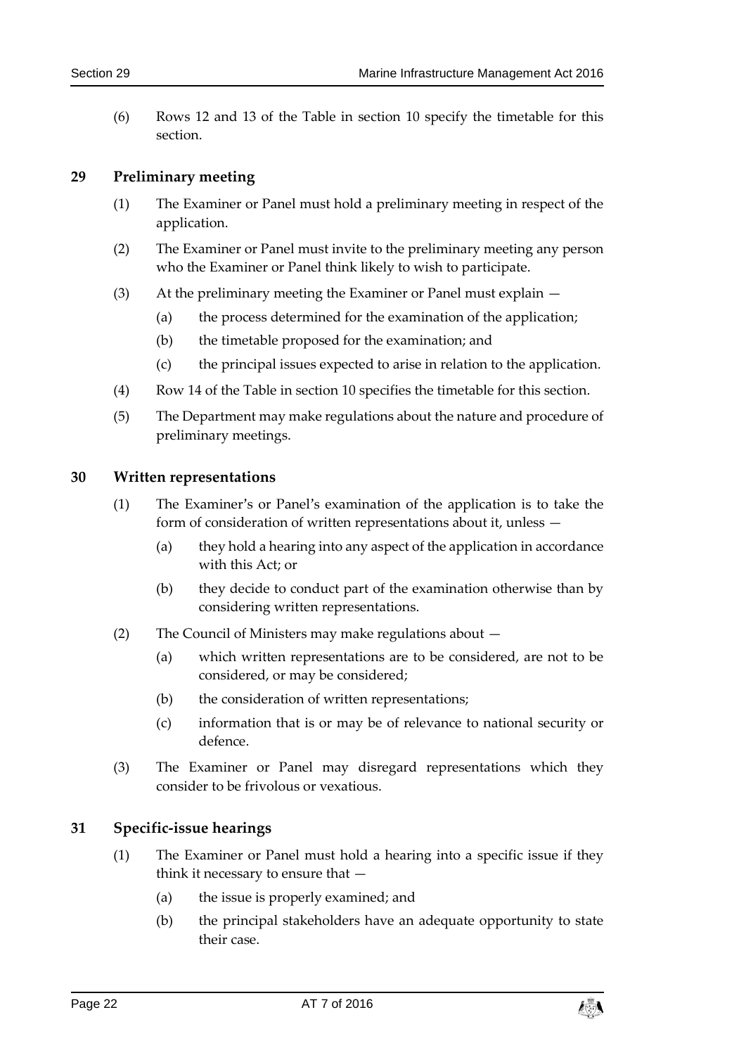(6) Rows 12 and 13 of the Table in section 10 specify the timetable for this section.

## 29 Preliminary meeting

(1) The Examiner or Panel must hold a preliminary meeting in respect of the application.

(2) The Examiner or Panel must invite to the preliminary meeting any person who the Examiner or Panel think likely to wish to participate.

(3) At the preliminary meeting the Examiner or Panel must explain —

(a) the process determined for the examination of the application;

(b) the timetable proposed for the examination; and

(c) the principal issues expected to arise in relation to the application.

(4) Row 14 of the Table in section 10 specifies the timetable for this section.

(5) The Department may make regulations about the nature and procedure of preliminary meetings.

## 30 Written representations

(1) The Examiner's or Panel's examination of the application is to take the form of consideration of written representations about it, unless —

(a) they hold a hearing into any aspect of the application in accordance with this Act; or

(b) they decide to conduct part of the examination otherwise than by considering written representations.

(2) The Council of Ministers may make regulations about —

(a) which written representations are to be considered, are not to be considered, or may be considered;

(b) the consideration of written representations;

(c) information that is or may be of relevance to national security or defence.

(3) The Examiner or Panel may disregard representations which they consider to be frivolous or vexatious.

## 31 Specific-issue hearings

(1) The Examiner or Panel must hold a hearing into a specific issue if they think it necessary to ensure that —

(a) the issue is properly examined; and

(b) the principal stakeholders have an adequate opportunity to state their case.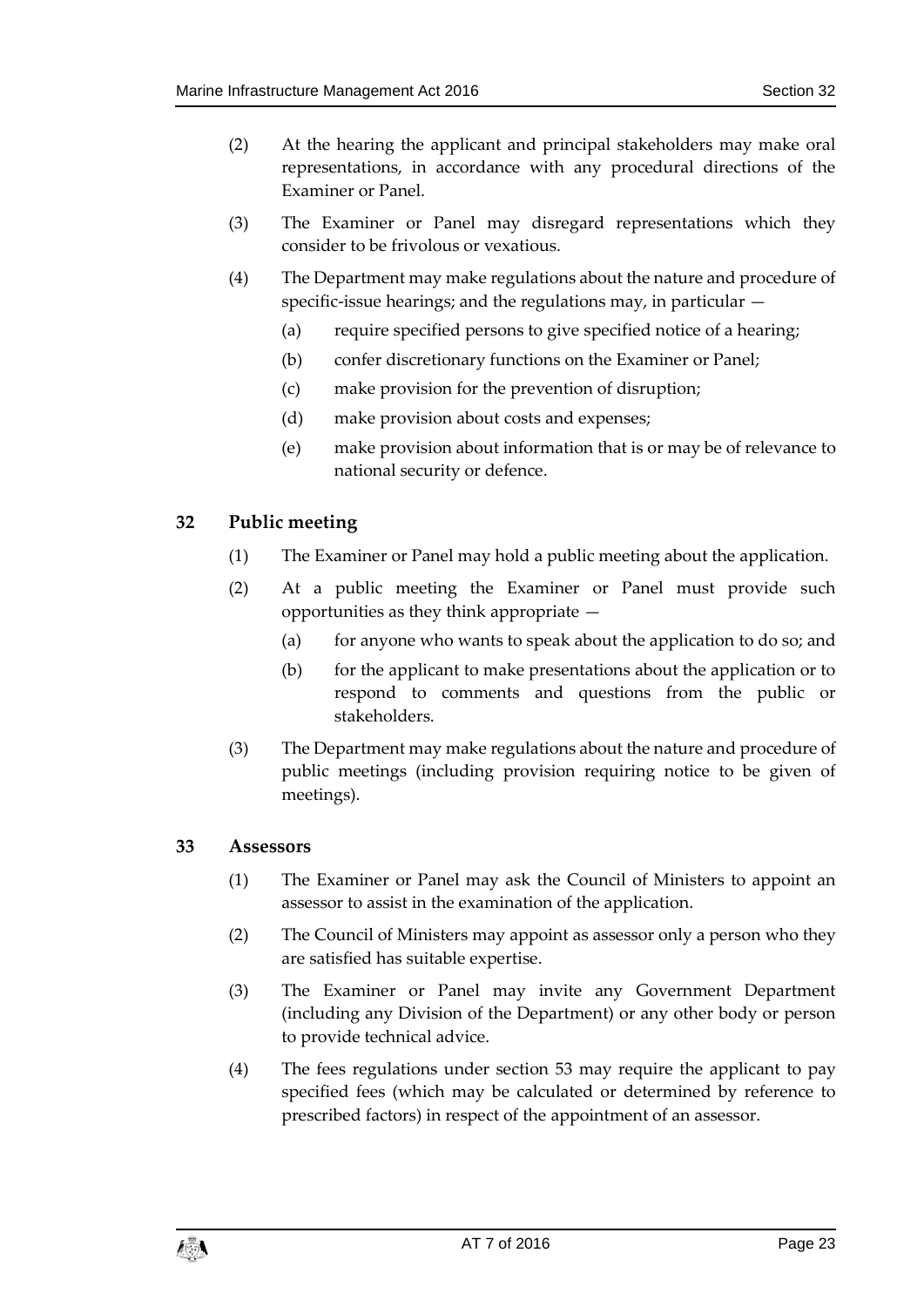(2) At the hearing the applicant and principal stakeholders may make oral representations, in accordance with any procedural directions of the Examiner or Panel.

(3) The Examiner or Panel may disregard representations which they consider to be frivolous or vexatious.

(4) The Department may make regulations about the nature and procedure of specific-issue hearings; and the regulations may, in particular —

 (a) require specified persons to give specified notice of a hearing;

 (b) confer discretionary functions on the Examiner or Panel;

 (c) make provision for the prevention of disruption;

 (d) make provision about costs and expenses;

 (e) make provision about information that is or may be of relevance to national security or defence.

## 32 Public meeting

(1) The Examiner or Panel may hold a public meeting about the application.

(2) At a public meeting the Examiner or Panel must provide such opportunities as they think appropriate —

 (a) for anyone who wants to speak about the application to do so; and

 (b) for the applicant to make presentations about the application or to respond to comments and questions from the public or stakeholders.

(3) The Department may make regulations about the nature and procedure of public meetings (including provision requiring notice to be given of meetings).

## 33 Assessors

(1) The Examiner or Panel may ask the Council of Ministers to appoint an assessor to assist in the examination of the application.

(2) The Council of Ministers may appoint as assessor only a person who they are satisfied has suitable expertise.

(3) The Examiner or Panel may invite any Government Department (including any Division of the Department) or any other body or person to provide technical advice.

(4) The fees regulations under section 53 may require the applicant to pay specified fees (which may be calculated or determined by reference to prescribed factors) in respect of the appointment of an assessor.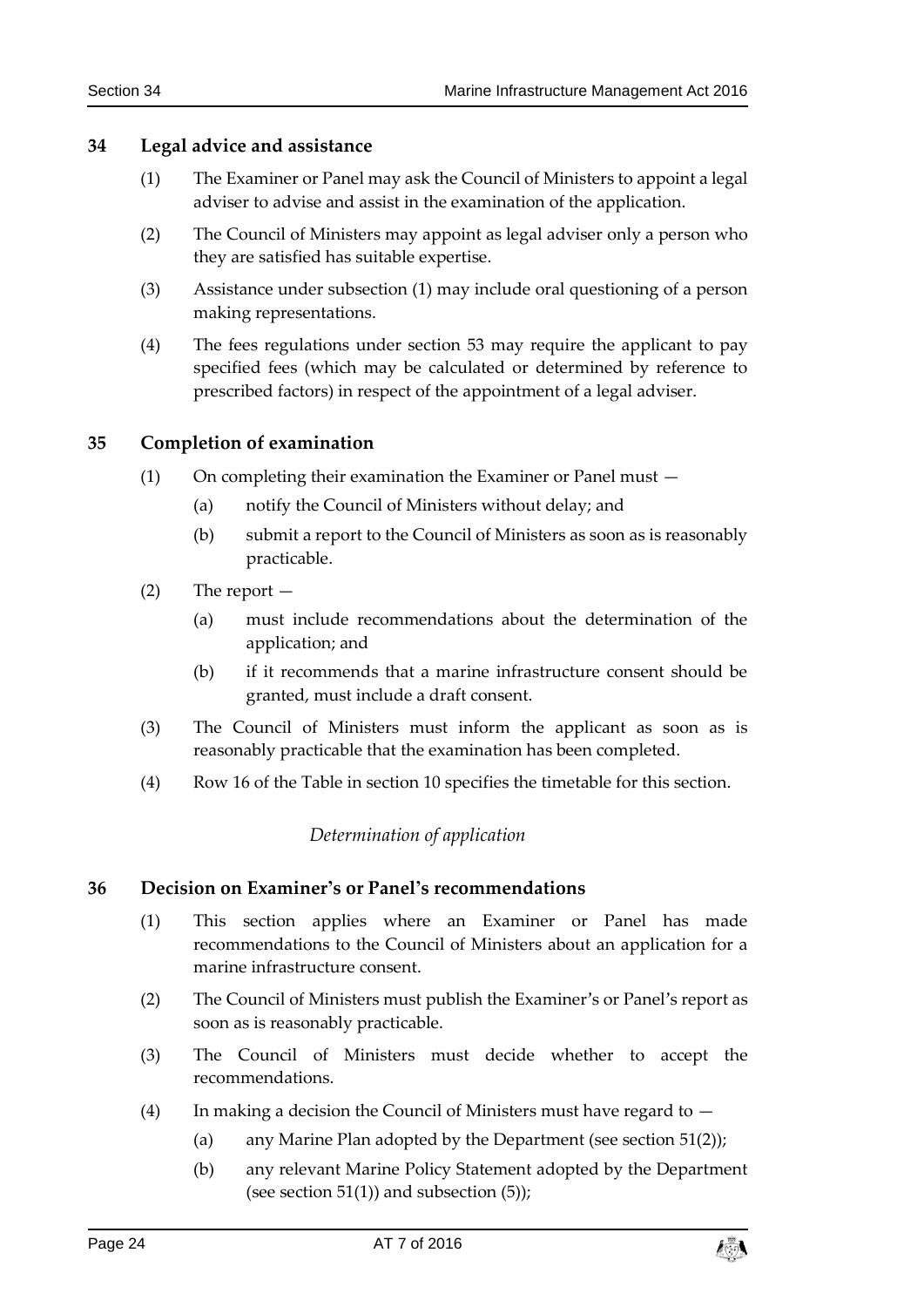## 34 Legal advice and assistance

(1) The Examiner or Panel may ask the Council of Ministers to appoint a legal adviser to advise and assist in the examination of the application.

(2) The Council of Ministers may appoint as legal adviser only a person who they are satisfied has suitable expertise.

(3) Assistance under subsection (1) may include oral questioning of a person making representations.

(4) The fees regulations under section 53 may require the applicant to pay specified fees (which may be calculated or determined by reference to prescribed factors) in respect of the appointment of a legal adviser.

## 35 Completion of examination

(1) On completing their examination the Examiner or Panel must —

(a) notify the Council of Ministers without delay; and

(b) submit a report to the Council of Ministers as soon as is reasonably practicable.

(2) The report —

(a) must include recommendations about the determination of the application; and

(b) if it recommends that a marine infrastructure consent should be granted, must include a draft consent.

(3) The Council of Ministers must inform the applicant as soon as is reasonably practicable that the examination has been completed.

(4) Row 16 of the Table in section 10 specifies the timetable for this section.

*Determination of application*

## 36 Decision on Examiner's or Panel's recommendations

(1) This section applies where an Examiner or Panel has made recommendations to the Council of Ministers about an application for a marine infrastructure consent.

(2) The Council of Ministers must publish the Examiner's or Panel's report as soon as is reasonably practicable.

(3) The Council of Ministers must decide whether to accept the recommendations.

(4) In making a decision the Council of Ministers must have regard to —

(a) any Marine Plan adopted by the Department (see section 51(2));

(b) any relevant Marine Policy Statement adopted by the Department (see section 51(1)) and subsection (5));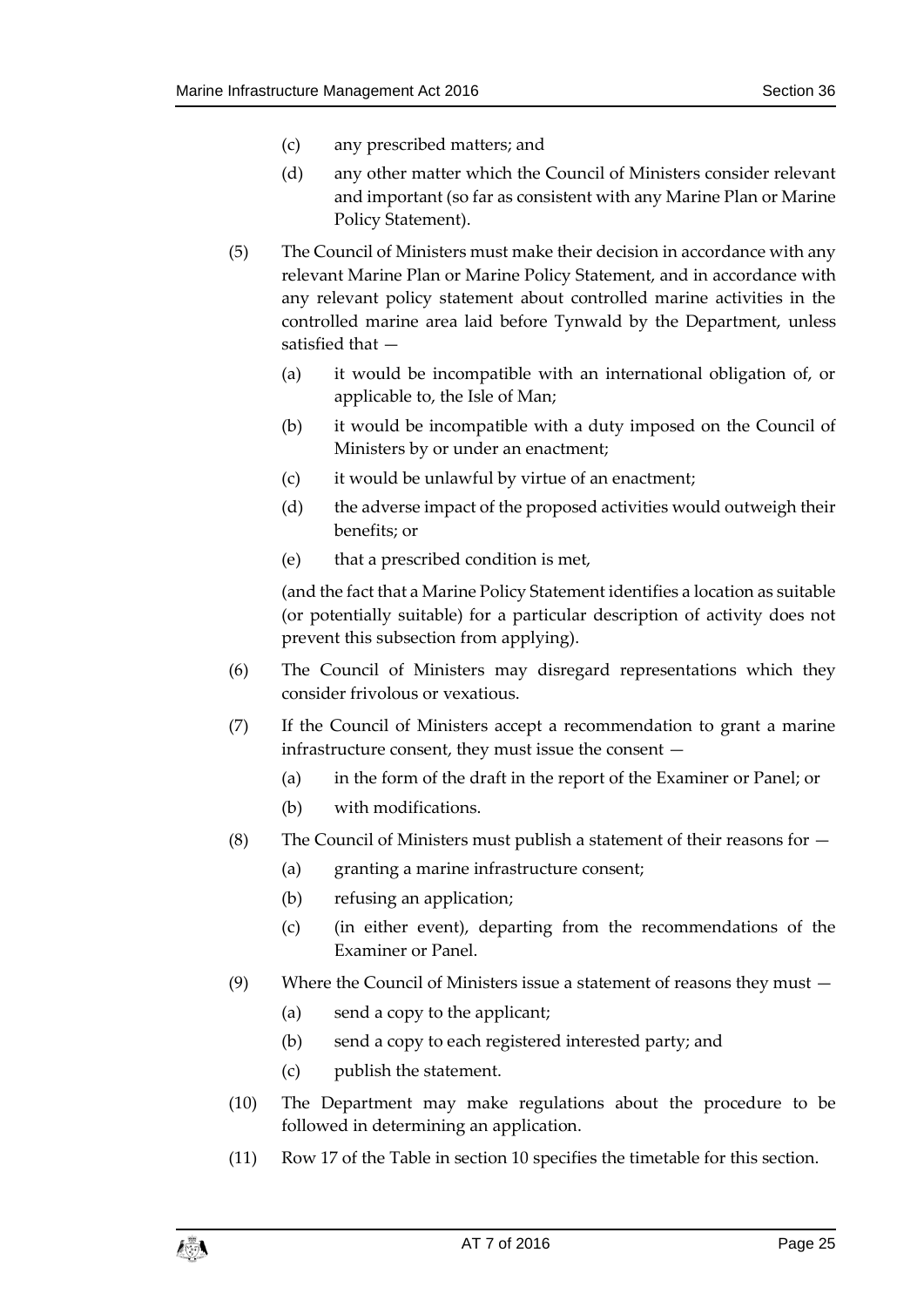(c) any prescribed matters; and

(d) any other matter which the Council of Ministers consider relevant and important (so far as consistent with any Marine Plan or Marine Policy Statement).

(5) The Council of Ministers must make their decision in accordance with any relevant Marine Plan or Marine Policy Statement, and in accordance with any relevant policy statement about controlled marine activities in the controlled marine area laid before Tynwald by the Department, unless satisfied that —

(a) it would be incompatible with an international obligation of, or applicable to, the Isle of Man;

(b) it would be incompatible with a duty imposed on the Council of Ministers by or under an enactment;

(c) it would be unlawful by virtue of an enactment;

(d) the adverse impact of the proposed activities would outweigh their benefits; or

(e) that a prescribed condition is met,

(and the fact that a Marine Policy Statement identifies a location as suitable (or potentially suitable) for a particular description of activity does not prevent this subsection from applying).

(6) The Council of Ministers may disregard representations which they consider frivolous or vexatious.

(7) If the Council of Ministers accept a recommendation to grant a marine infrastructure consent, they must issue the consent —

(a) in the form of the draft in the report of the Examiner or Panel; or

(b) with modifications.

(8) The Council of Ministers must publish a statement of their reasons for —

(a) granting a marine infrastructure consent;

(b) refusing an application;

(c) (in either event), departing from the recommendations of the Examiner or Panel.

(9) Where the Council of Ministers issue a statement of reasons they must —

(a) send a copy to the applicant;

(b) send a copy to each registered interested party; and

(c) publish the statement.

(10) The Department may make regulations about the procedure to be followed in determining an application.

(11) Row 17 of the Table in section 10 specifies the timetable for this section.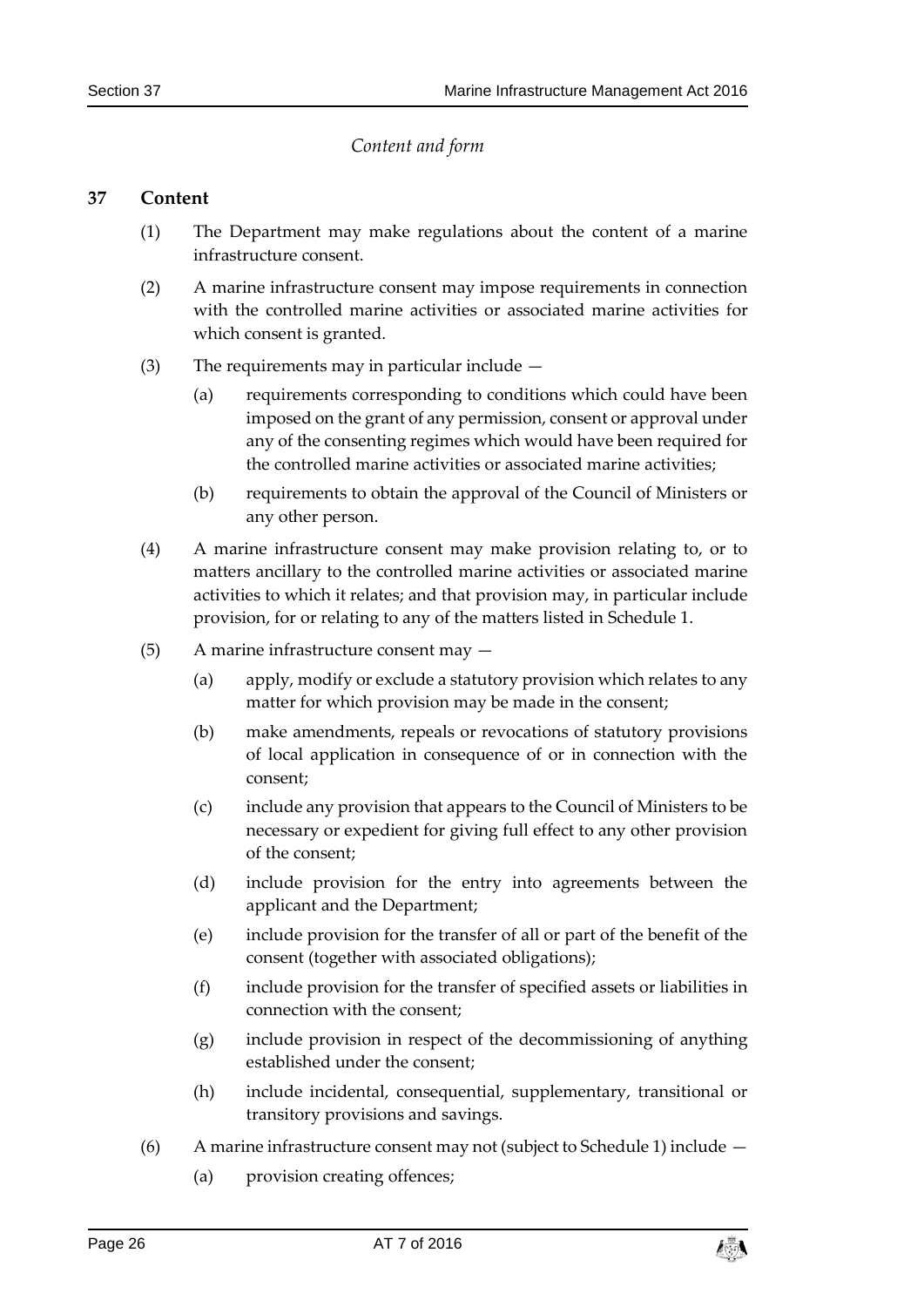*Content and form*

## 37 Content

(1) The Department may make regulations about the content of a marine infrastructure consent.

(2) A marine infrastructure consent may impose requirements in connection with the controlled marine activities or associated marine activities for which consent is granted.

(3) The requirements may in particular include —

  (a) requirements corresponding to conditions which could have been imposed on the grant of any permission, consent or approval under any of the consenting regimes which would have been required for the controlled marine activities or associated marine activities;

  (b) requirements to obtain the approval of the Council of Ministers or any other person.

(4) A marine infrastructure consent may make provision relating to, or to matters ancillary to the controlled marine activities or associated marine activities to which it relates; and that provision may, in particular include provision, for or relating to any of the matters listed in Schedule 1.

(5) A marine infrastructure consent may —

  (a) apply, modify or exclude a statutory provision which relates to any matter for which provision may be made in the consent;

  (b) make amendments, repeals or revocations of statutory provisions of local application in consequence of or in connection with the consent;

  (c) include any provision that appears to the Council of Ministers to be necessary or expedient for giving full effect to any other provision of the consent;

  (d) include provision for the entry into agreements between the applicant and the Department;

  (e) include provision for the transfer of all or part of the benefit of the consent (together with associated obligations);

  (f) include provision for the transfer of specified assets or liabilities in connection with the consent;

  (g) include provision in respect of the decommissioning of anything established under the consent;

  (h) include incidental, consequential, supplementary, transitional or transitory provisions and savings.

(6) A marine infrastructure consent may not (subject to Schedule 1) include —

  (a) provision creating offences;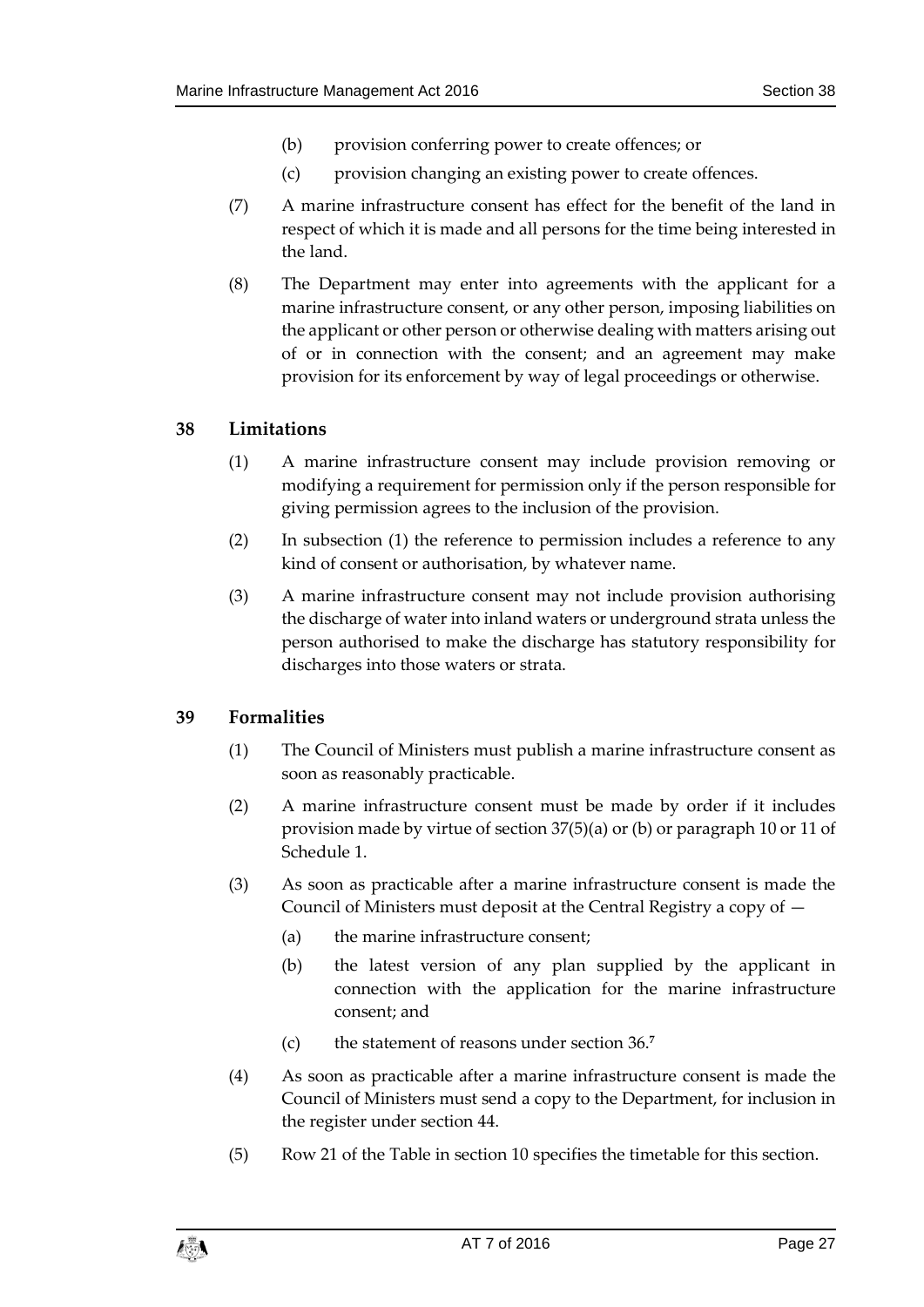(b) provision conferring power to create offences; or

(c) provision changing an existing power to create offences.

(7) A marine infrastructure consent has effect for the benefit of the land in respect of which it is made and all persons for the time being interested in the land.

(8) The Department may enter into agreements with the applicant for a marine infrastructure consent, or any other person, imposing liabilities on the applicant or other person or otherwise dealing with matters arising out of or in connection with the consent; and an agreement may make provision for its enforcement by way of legal proceedings or otherwise.

## 38 Limitations

(1) A marine infrastructure consent may include provision removing or modifying a requirement for permission only if the person responsible for giving permission agrees to the inclusion of the provision.

(2) In subsection (1) the reference to permission includes a reference to any kind of consent or authorisation, by whatever name.

(3) A marine infrastructure consent may not include provision authorising the discharge of water into inland waters or underground strata unless the person authorised to make the discharge has statutory responsibility for discharges into those waters or strata.

## 39 Formalities

(1) The Council of Ministers must publish a marine infrastructure consent as soon as reasonably practicable.

(2) A marine infrastructure consent must be made by order if it includes provision made by virtue of section 37(5)(a) or (b) or paragraph 10 or 11 of Schedule 1.

(3) As soon as practicable after a marine infrastructure consent is made the Council of Ministers must deposit at the Central Registry a copy of —

(a) the marine infrastructure consent;

(b) the latest version of any plan supplied by the applicant in connection with the application for the marine infrastructure consent; and

(c) the statement of reasons under section 36.[7]

(4) As soon as practicable after a marine infrastructure consent is made the Council of Ministers must send a copy to the Department, for inclusion in the register under section 44.

(5) Row 21 of the Table in section 10 specifies the timetable for this section.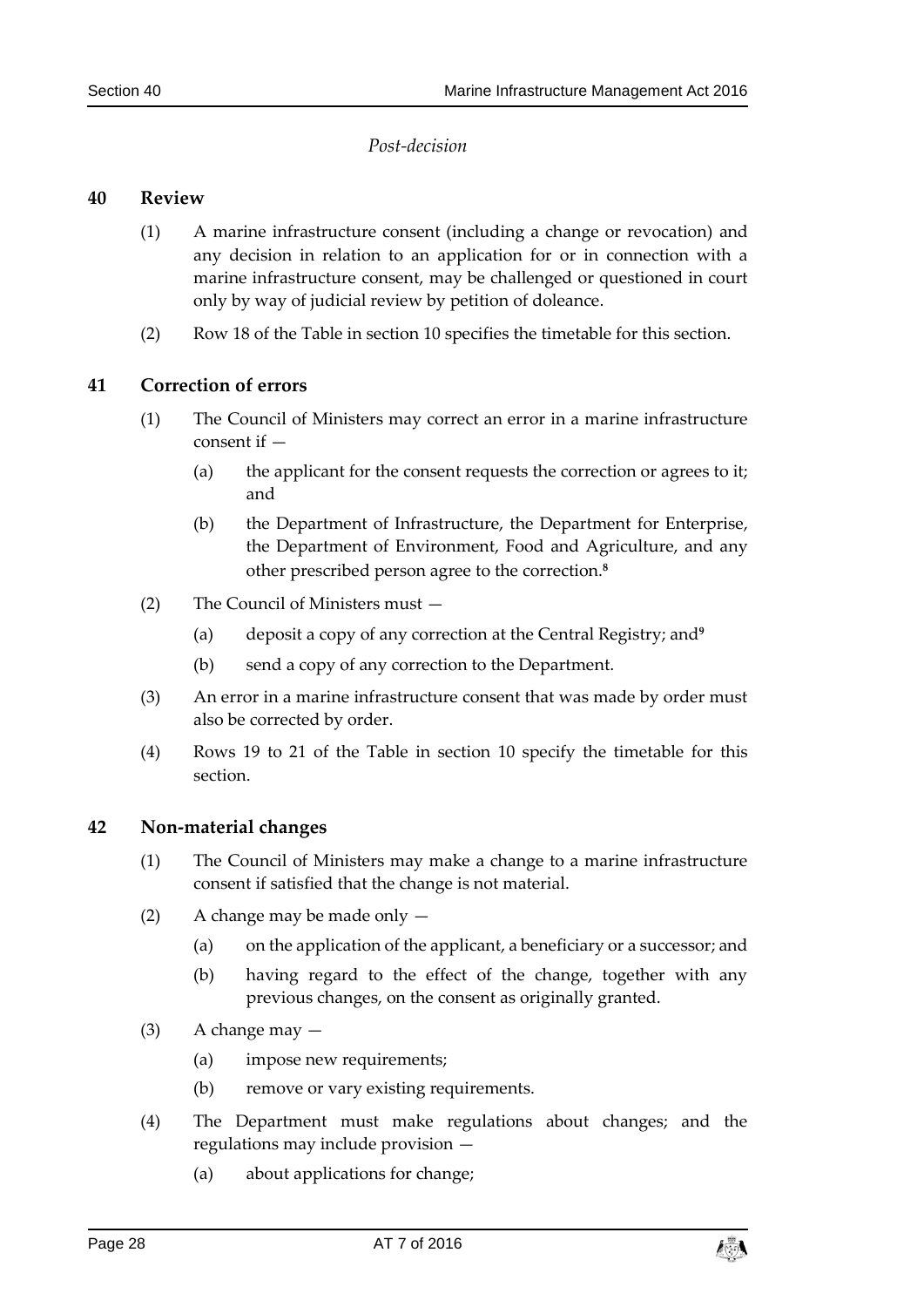*Post-decision*

## 40 Review

(1) A marine infrastructure consent (including a change or revocation) and any decision in relation to an application for or in connection with a marine infrastructure consent, may be challenged or questioned in court only by way of judicial review by petition of doleance.

(2) Row 18 of the Table in section 10 specifies the timetable for this section.

## 41 Correction of errors

(1) The Council of Ministers may correct an error in a marine infrastructure consent if —

(a) the applicant for the consent requests the correction or agrees to it; and

(b) the Department of Infrastructure, the Department for Enterprise, the Department of Environment, Food and Agriculture, and any other prescribed person agree to the correction.[8]

(2) The Council of Ministers must —

(a) deposit a copy of any correction at the Central Registry; and[9]

(b) send a copy of any correction to the Department.

(3) An error in a marine infrastructure consent that was made by order must also be corrected by order.

(4) Rows 19 to 21 of the Table in section 10 specify the timetable for this section.

## 42 Non-material changes

(1) The Council of Ministers may make a change to a marine infrastructure consent if satisfied that the change is not material.

(2) A change may be made only —

(a) on the application of the applicant, a beneficiary or a successor; and

(b) having regard to the effect of the change, together with any previous changes, on the consent as originally granted.

(3) A change may —

(a) impose new requirements;

(b) remove or vary existing requirements.

(4) The Department must make regulations about changes; and the regulations may include provision —

(a) about applications for change;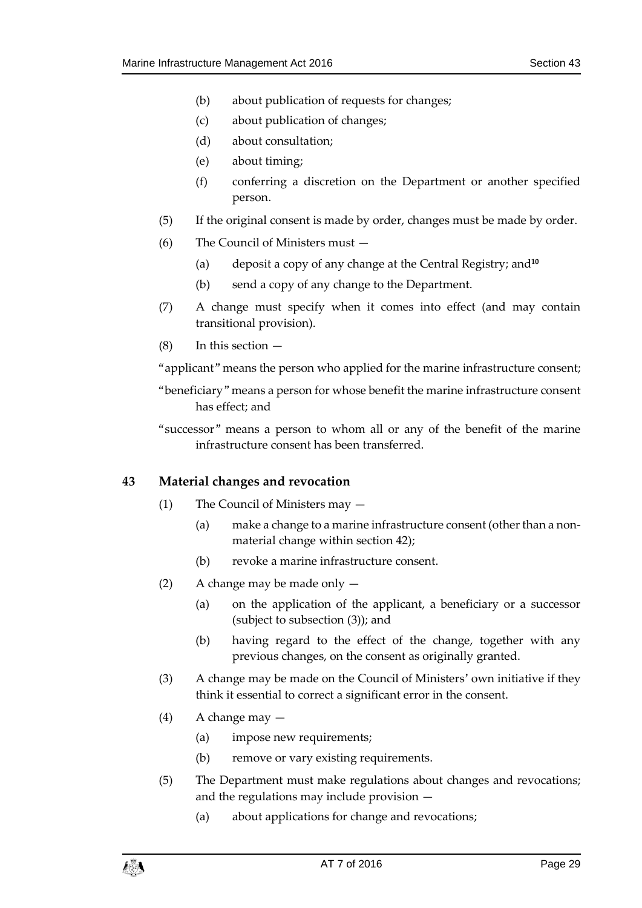(b) about publication of requests for changes;

(c) about publication of changes;

(d) about consultation;

(e) about timing;

(f) conferring a discretion on the Department or another specified person.

(5) If the original consent is made by order, changes must be made by order.

(6) The Council of Ministers must —

(a) deposit a copy of any change at the Central Registry; and[10]

(b) send a copy of any change to the Department.

(7) A change must specify when it comes into effect (and may contain transitional provision).

(8) In this section —

"applicant" means the person who applied for the marine infrastructure consent;

"beneficiary" means a person for whose benefit the marine infrastructure consent has effect; and

"successor" means a person to whom all or any of the benefit of the marine infrastructure consent has been transferred.

## 43 Material changes and revocation

(1) The Council of Ministers may —

(a) make a change to a marine infrastructure consent (other than a non-material change within section 42);

(b) revoke a marine infrastructure consent.

(2) A change may be made only —

(a) on the application of the applicant, a beneficiary or a successor (subject to subsection (3)); and

(b) having regard to the effect of the change, together with any previous changes, on the consent as originally granted.

(3) A change may be made on the Council of Ministers' own initiative if they think it essential to correct a significant error in the consent.

(4) A change may —

(a) impose new requirements;

(b) remove or vary existing requirements.

(5) The Department must make regulations about changes and revocations; and the regulations may include provision —

(a) about applications for change and revocations;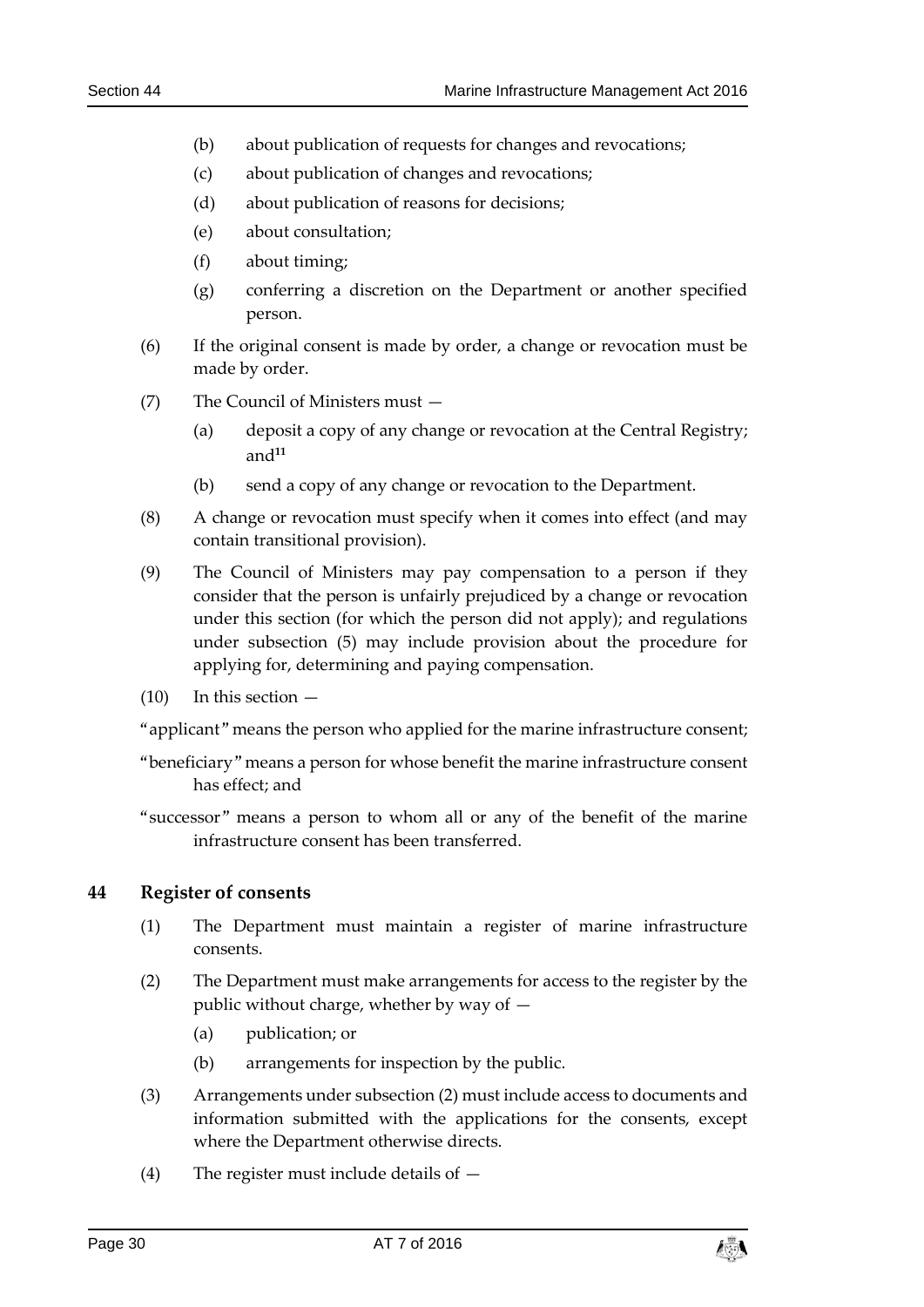(b) about publication of requests for changes and revocations;

(c) about publication of changes and revocations;

(d) about publication of reasons for decisions;

(e) about consultation;

(f) about timing;

(g) conferring a discretion on the Department or another specified person.

(6) If the original consent is made by order, a change or revocation must be made by order.

(7) The Council of Ministers must —

(a) deposit a copy of any change or revocation at the Central Registry; and[11]

(b) send a copy of any change or revocation to the Department.

(8) A change or revocation must specify when it comes into effect (and may contain transitional provision).

(9) The Council of Ministers may pay compensation to a person if they consider that the person is unfairly prejudiced by a change or revocation under this section (for which the person did not apply); and regulations under subsection (5) may include provision about the procedure for applying for, determining and paying compensation.

(10) In this section —

"applicant" means the person who applied for the marine infrastructure consent;

"beneficiary" means a person for whose benefit the marine infrastructure consent has effect; and

"successor" means a person to whom all or any of the benefit of the marine infrastructure consent has been transferred.

## 44 Register of consents

(1) The Department must maintain a register of marine infrastructure consents.

(2) The Department must make arrangements for access to the register by the public without charge, whether by way of —

(a) publication; or

(b) arrangements for inspection by the public.

(3) Arrangements under subsection (2) must include access to documents and information submitted with the applications for the consents, except where the Department otherwise directs.

(4) The register must include details of —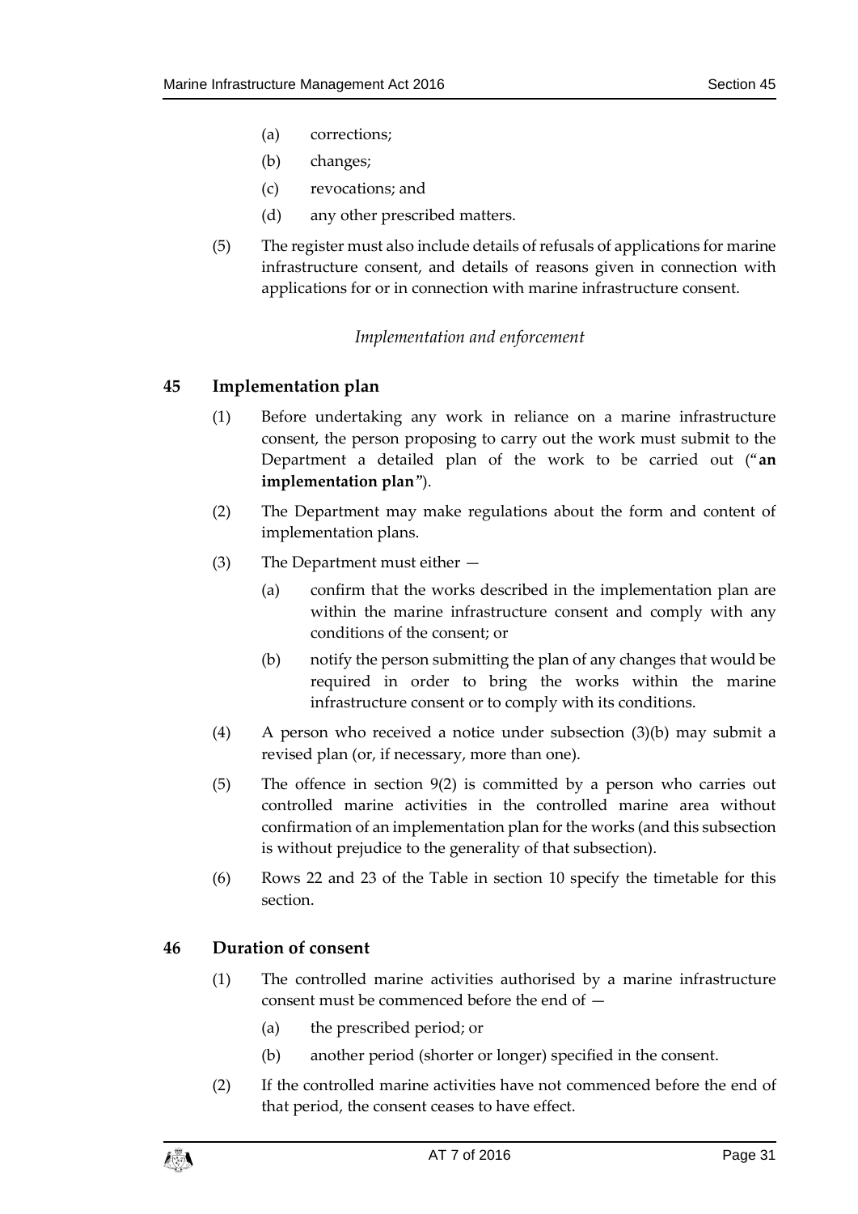(a) corrections;

(b) changes;

(c) revocations; and

(d) any other prescribed matters.

(5) The register must also include details of refusals of applications for marine infrastructure consent, and details of reasons given in connection with applications for or in connection with marine infrastructure consent.

*Implementation and enforcement*

### 45 Implementation plan

(1) Before undertaking any work in reliance on a marine infrastructure consent, the person proposing to carry out the work must submit to the Department a detailed plan of the work to be carried out ("**an implementation plan**").

(2) The Department may make regulations about the form and content of implementation plans.

(3) The Department must either —

(a) confirm that the works described in the implementation plan are within the marine infrastructure consent and comply with any conditions of the consent; or

(b) notify the person submitting the plan of any changes that would be required in order to bring the works within the marine infrastructure consent or to comply with its conditions.

(4) A person who received a notice under subsection (3)(b) may submit a revised plan (or, if necessary, more than one).

(5) The offence in section 9(2) is committed by a person who carries out controlled marine activities in the controlled marine area without confirmation of an implementation plan for the works (and this subsection is without prejudice to the generality of that subsection).

(6) Rows 22 and 23 of the Table in section 10 specify the timetable for this section.

### 46 Duration of consent

(1) The controlled marine activities authorised by a marine infrastructure consent must be commenced before the end of —

(a) the prescribed period; or

(b) another period (shorter or longer) specified in the consent.

(2) If the controlled marine activities have not commenced before the end of that period, the consent ceases to have effect.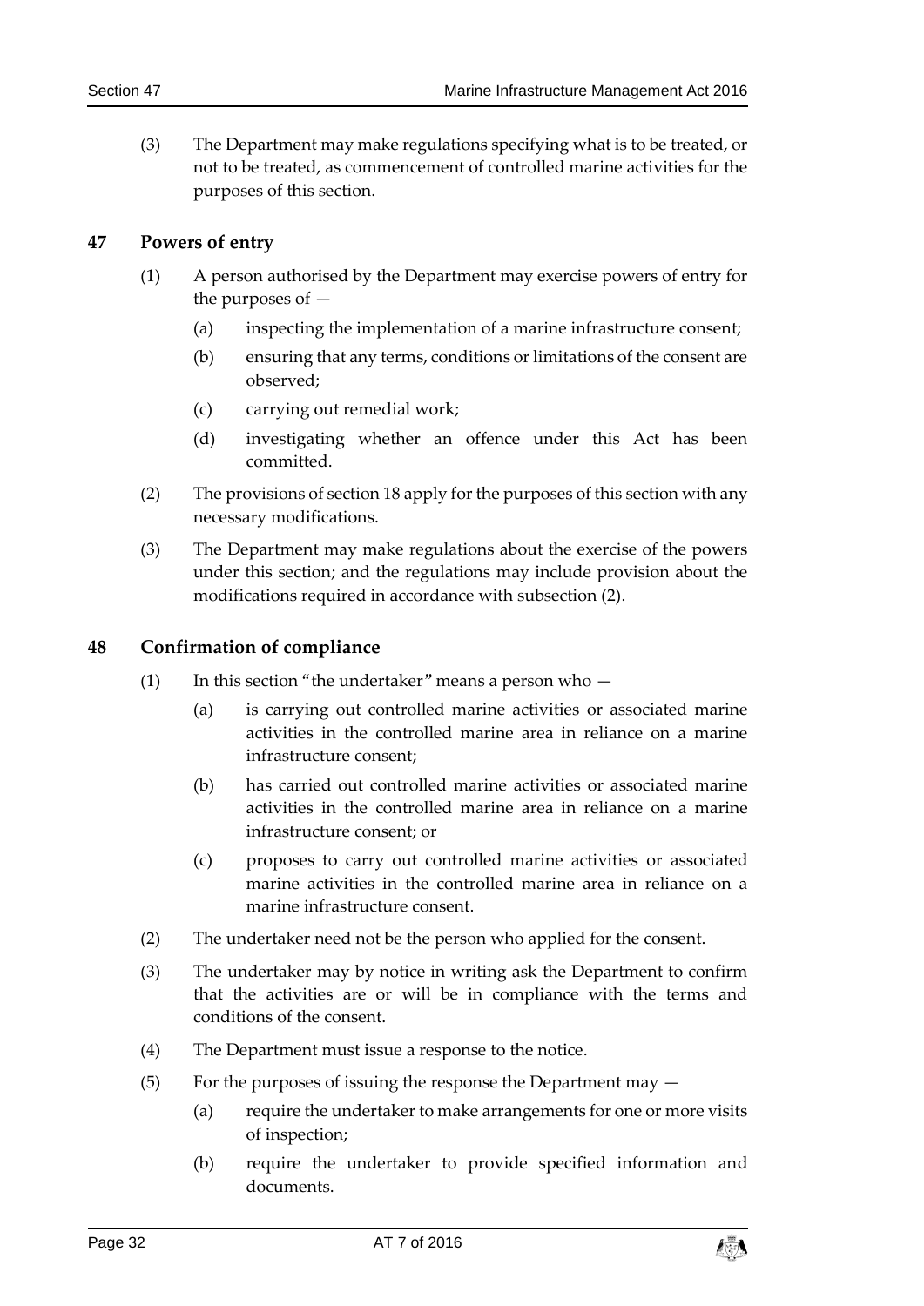(3) The Department may make regulations specifying what is to be treated, or not to be treated, as commencement of controlled marine activities for the purposes of this section.

## 47 Powers of entry

(1) A person authorised by the Department may exercise powers of entry for the purposes of —

(a) inspecting the implementation of a marine infrastructure consent;

(b) ensuring that any terms, conditions or limitations of the consent are observed;

(c) carrying out remedial work;

(d) investigating whether an offence under this Act has been committed.

(2) The provisions of section 18 apply for the purposes of this section with any necessary modifications.

(3) The Department may make regulations about the exercise of the powers under this section; and the regulations may include provision about the modifications required in accordance with subsection (2).

## 48 Confirmation of compliance

(1) In this section "the undertaker" means a person who —

(a) is carrying out controlled marine activities or associated marine activities in the controlled marine area in reliance on a marine infrastructure consent;

(b) has carried out controlled marine activities or associated marine activities in the controlled marine area in reliance on a marine infrastructure consent; or

(c) proposes to carry out controlled marine activities or associated marine activities in the controlled marine area in reliance on a marine infrastructure consent.

(2) The undertaker need not be the person who applied for the consent.

(3) The undertaker may by notice in writing ask the Department to confirm that the activities are or will be in compliance with the terms and conditions of the consent.

(4) The Department must issue a response to the notice.

(5) For the purposes of issuing the response the Department may —

(a) require the undertaker to make arrangements for one or more visits of inspection;

(b) require the undertaker to provide specified information and documents.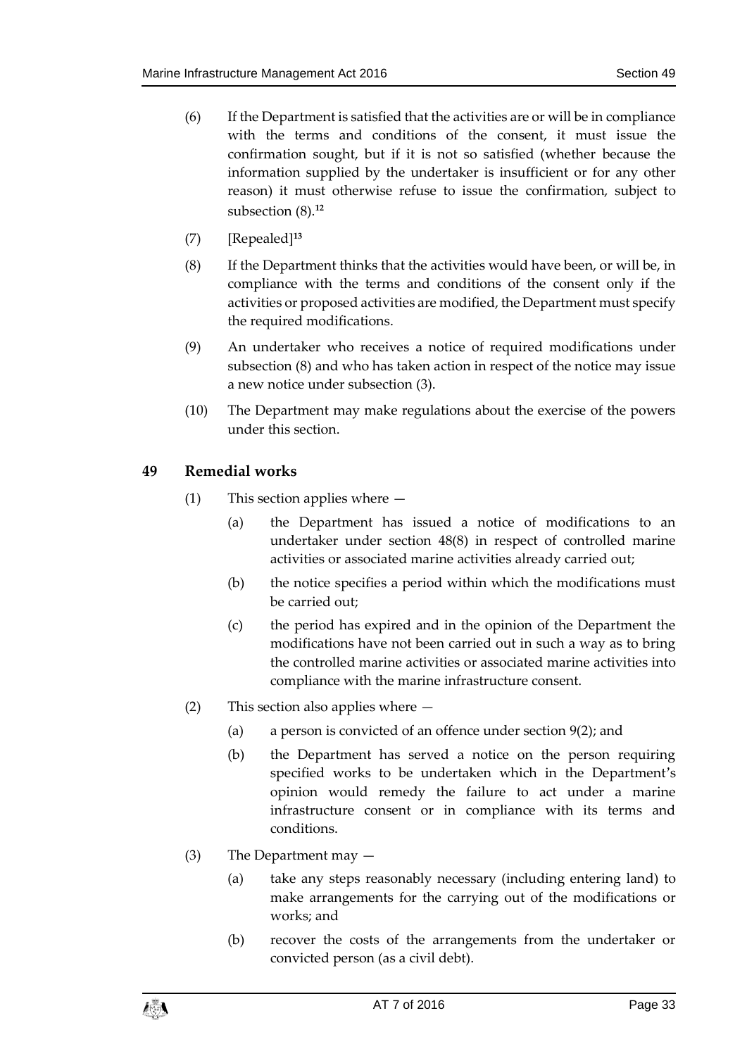(6) If the Department is satisfied that the activities are or will be in compliance with the terms and conditions of the consent, it must issue the confirmation sought, but if it is not so satisfied (whether because the information supplied by the undertaker is insufficient or for any other reason) it must otherwise refuse to issue the confirmation, subject to subsection (8).[12]

(7) [Repealed][13]

(8) If the Department thinks that the activities would have been, or will be, in compliance with the terms and conditions of the consent only if the activities or proposed activities are modified, the Department must specify the required modifications.

(9) An undertaker who receives a notice of required modifications under subsection (8) and who has taken action in respect of the notice may issue a new notice under subsection (3).

(10) The Department may make regulations about the exercise of the powers under this section.

## 49 Remedial works

(1) This section applies where —

(a) the Department has issued a notice of modifications to an undertaker under section 48(8) in respect of controlled marine activities or associated marine activities already carried out;

(b) the notice specifies a period within which the modifications must be carried out;

(c) the period has expired and in the opinion of the Department the modifications have not been carried out in such a way as to bring the controlled marine activities or associated marine activities into compliance with the marine infrastructure consent.

(2) This section also applies where —

(a) a person is convicted of an offence under section 9(2); and

(b) the Department has served a notice on the person requiring specified works to be undertaken which in the Department's opinion would remedy the failure to act under a marine infrastructure consent or in compliance with its terms and conditions.

(3) The Department may —

(a) take any steps reasonably necessary (including entering land) to make arrangements for the carrying out of the modifications or works; and

(b) recover the costs of the arrangements from the undertaker or convicted person (as a civil debt).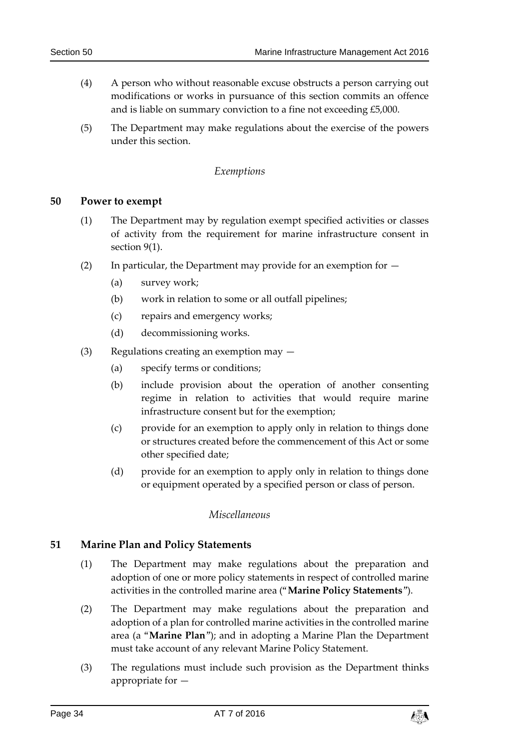(4) A person who without reasonable excuse obstructs a person carrying out modifications or works in pursuance of this section commits an offence and is liable on summary conviction to a fine not exceeding £5,000.

(5) The Department may make regulations about the exercise of the powers under this section.

*Exemptions*

## 50 Power to exempt

(1) The Department may by regulation exempt specified activities or classes of activity from the requirement for marine infrastructure consent in section 9(1).

(2) In particular, the Department may provide for an exemption for —

- (a) survey work;
- (b) work in relation to some or all outfall pipelines;
- (c) repairs and emergency works;
- (d) decommissioning works.

(3) Regulations creating an exemption may —

- (a) specify terms or conditions;
- (b) include provision about the operation of another consenting regime in relation to activities that would require marine infrastructure consent but for the exemption;
- (c) provide for an exemption to apply only in relation to things done or structures created before the commencement of this Act or some other specified date;
- (d) provide for an exemption to apply only in relation to things done or equipment operated by a specified person or class of person.

*Miscellaneous*

## 51 Marine Plan and Policy Statements

(1) The Department may make regulations about the preparation and adoption of one or more policy statements in respect of controlled marine activities in the controlled marine area ("**Marine Policy Statements**").

(2) The Department may make regulations about the preparation and adoption of a plan for controlled marine activities in the controlled marine area (a "**Marine Plan**"); and in adopting a Marine Plan the Department must take account of any relevant Marine Policy Statement.

(3) The regulations must include such provision as the Department thinks appropriate for —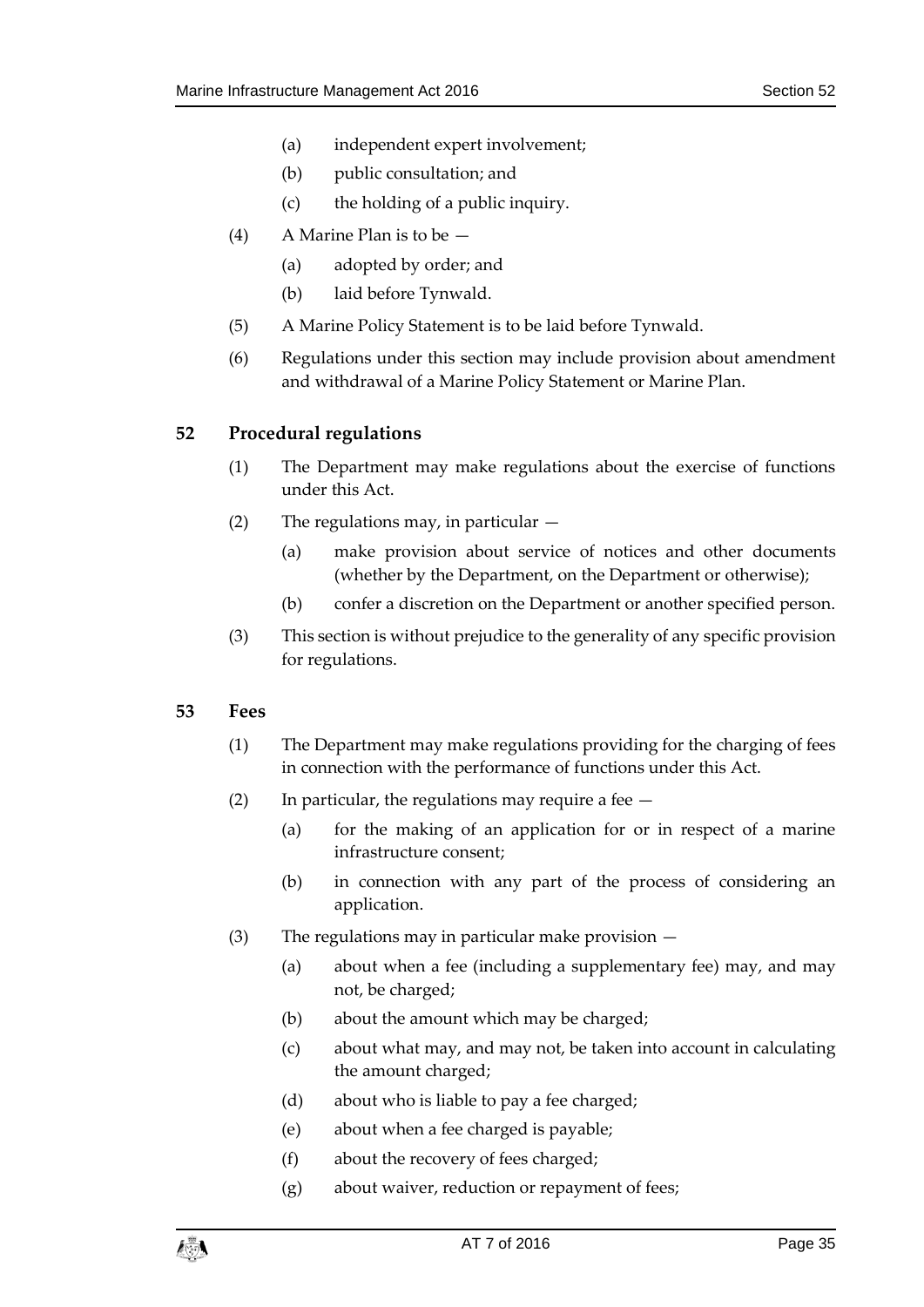(a) independent expert involvement;

(b) public consultation; and

(c) the holding of a public inquiry.

(4) A Marine Plan is to be —

(a) adopted by order; and

(b) laid before Tynwald.

(5) A Marine Policy Statement is to be laid before Tynwald.

(6) Regulations under this section may include provision about amendment and withdrawal of a Marine Policy Statement or Marine Plan.

## 52 Procedural regulations

(1) The Department may make regulations about the exercise of functions under this Act.

(2) The regulations may, in particular —

(a) make provision about service of notices and other documents (whether by the Department, on the Department or otherwise);

(b) confer a discretion on the Department or another specified person.

(3) This section is without prejudice to the generality of any specific provision for regulations.

## 53 Fees

(1) The Department may make regulations providing for the charging of fees in connection with the performance of functions under this Act.

(2) In particular, the regulations may require a fee —

(a) for the making of an application for or in respect of a marine infrastructure consent;

(b) in connection with any part of the process of considering an application.

(3) The regulations may in particular make provision —

(a) about when a fee (including a supplementary fee) may, and may not, be charged;

(b) about the amount which may be charged;

(c) about what may, and may not, be taken into account in calculating the amount charged;

(d) about who is liable to pay a fee charged;

(e) about when a fee charged is payable;

(f) about the recovery of fees charged;

(g) about waiver, reduction or repayment of fees;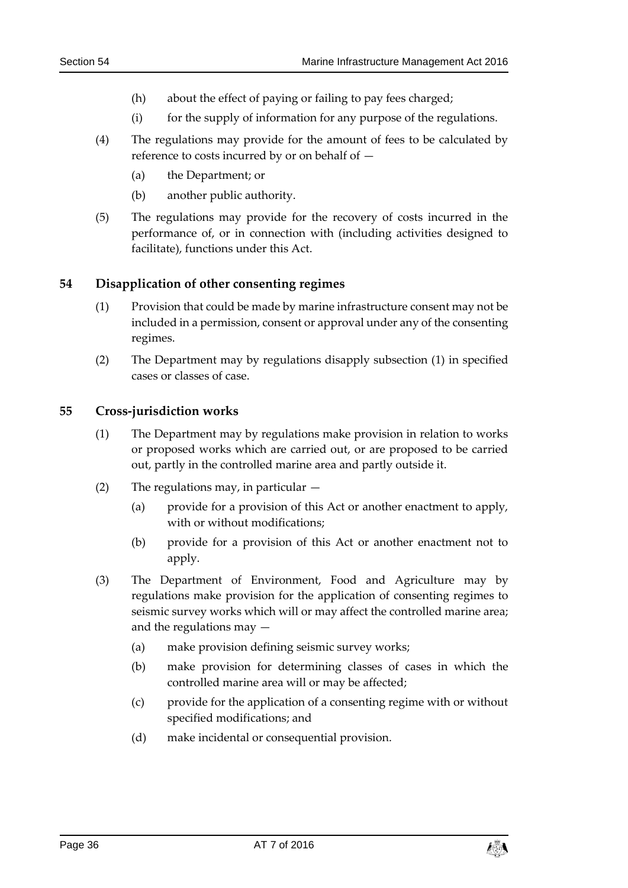(h) about the effect of paying or failing to pay fees charged;

(i) for the supply of information for any purpose of the regulations.

(4) The regulations may provide for the amount of fees to be calculated by reference to costs incurred by or on behalf of —

(a) the Department; or

(b) another public authority.

(5) The regulations may provide for the recovery of costs incurred in the performance of, or in connection with (including activities designed to facilitate), functions under this Act.

## 54 Disapplication of other consenting regimes

(1) Provision that could be made by marine infrastructure consent may not be included in a permission, consent or approval under any of the consenting regimes.

(2) The Department may by regulations disapply subsection (1) in specified cases or classes of case.

## 55 Cross-jurisdiction works

(1) The Department may by regulations make provision in relation to works or proposed works which are carried out, or are proposed to be carried out, partly in the controlled marine area and partly outside it.

(2) The regulations may, in particular —

(a) provide for a provision of this Act or another enactment to apply, with or without modifications;

(b) provide for a provision of this Act or another enactment not to apply.

(3) The Department of Environment, Food and Agriculture may by regulations make provision for the application of consenting regimes to seismic survey works which will or may affect the controlled marine area; and the regulations may —

(a) make provision defining seismic survey works;

(b) make provision for determining classes of cases in which the controlled marine area will or may be affected;

(c) provide for the application of a consenting regime with or without specified modifications; and

(d) make incidental or consequential provision.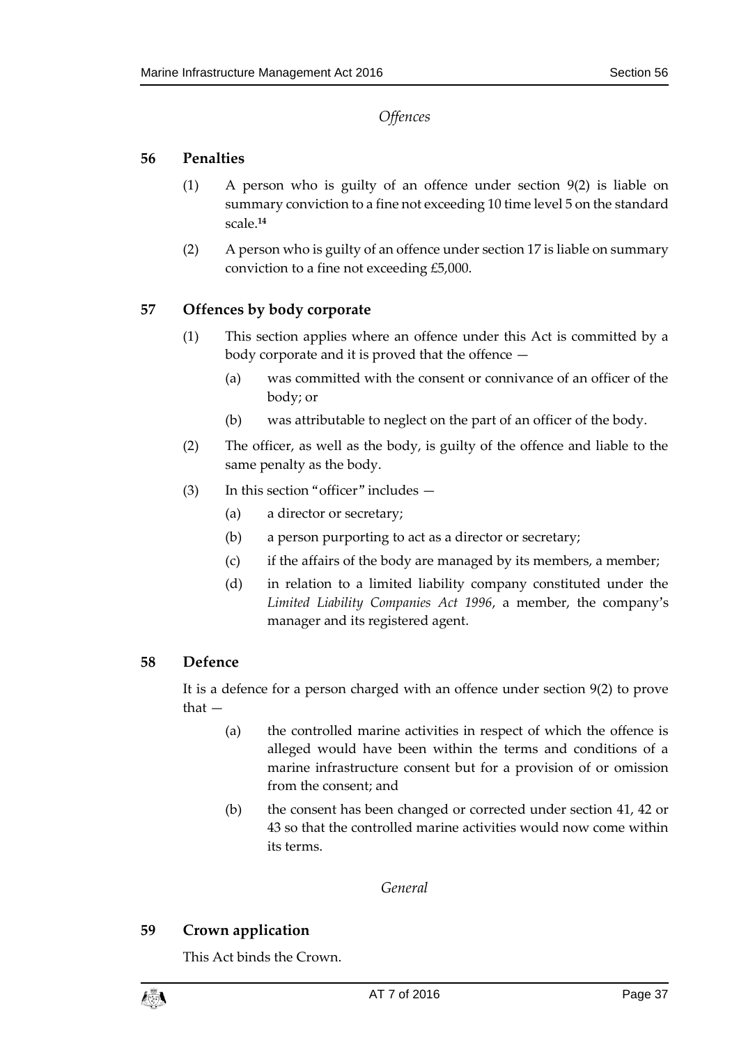*Offences*

## 56 Penalties

(1) A person who is guilty of an offence under section 9(2) is liable on summary conviction to a fine not exceeding 10 time level 5 on the standard scale.[14]

(2) A person who is guilty of an offence under section 17 is liable on summary conviction to a fine not exceeding £5,000.

## 57 Offences by body corporate

(1) This section applies where an offence under this Act is committed by a body corporate and it is proved that the offence —

(a) was committed with the consent or connivance of an officer of the body; or

(b) was attributable to neglect on the part of an officer of the body.

(2) The officer, as well as the body, is guilty of the offence and liable to the same penalty as the body.

(3) In this section "officer" includes —

(a) a director or secretary;

(b) a person purporting to act as a director or secretary;

(c) if the affairs of the body are managed by its members, a member;

(d) in relation to a limited liability company constituted under the *Limited Liability Companies Act 1996*, a member, the company's manager and its registered agent.

## 58 Defence

It is a defence for a person charged with an offence under section 9(2) to prove that —

(a) the controlled marine activities in respect of which the offence is alleged would have been within the terms and conditions of a marine infrastructure consent but for a provision of or omission from the consent; and

(b) the consent has been changed or corrected under section 41, 42 or 43 so that the controlled marine activities would now come within its terms.

*General*

## 59 Crown application

This Act binds the Crown.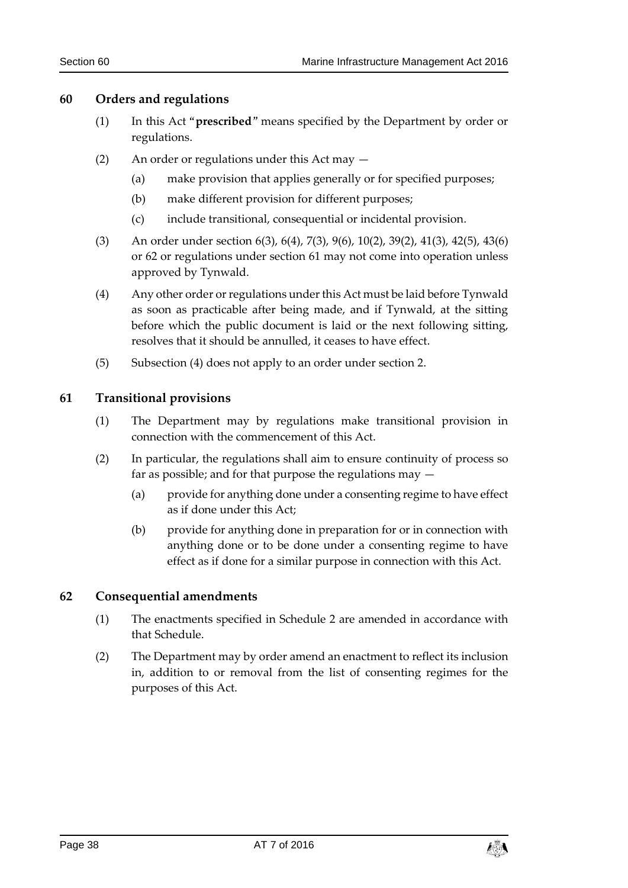## 60 Orders and regulations

(1) In this Act "**prescribed**" means specified by the Department by order or regulations.

(2) An order or regulations under this Act may —

(a) make provision that applies generally or for specified purposes;

(b) make different provision for different purposes;

(c) include transitional, consequential or incidental provision.

(3) An order under section 6(3), 6(4), 7(3), 9(6), 10(2), 39(2), 41(3), 42(5), 43(6) or 62 or regulations under section 61 may not come into operation unless approved by Tynwald.

(4) Any other order or regulations under this Act must be laid before Tynwald as soon as practicable after being made, and if Tynwald, at the sitting before which the public document is laid or the next following sitting, resolves that it should be annulled, it ceases to have effect.

(5) Subsection (4) does not apply to an order under section 2.

## 61 Transitional provisions

(1) The Department may by regulations make transitional provision in connection with the commencement of this Act.

(2) In particular, the regulations shall aim to ensure continuity of process so far as possible; and for that purpose the regulations may —

(a) provide for anything done under a consenting regime to have effect as if done under this Act;

(b) provide for anything done in preparation for or in connection with anything done or to be done under a consenting regime to have effect as if done for a similar purpose in connection with this Act.

## 62 Consequential amendments

(1) The enactments specified in Schedule 2 are amended in accordance with that Schedule.

(2) The Department may by order amend an enactment to reflect its inclusion in, addition to or removal from the list of consenting regimes for the purposes of this Act.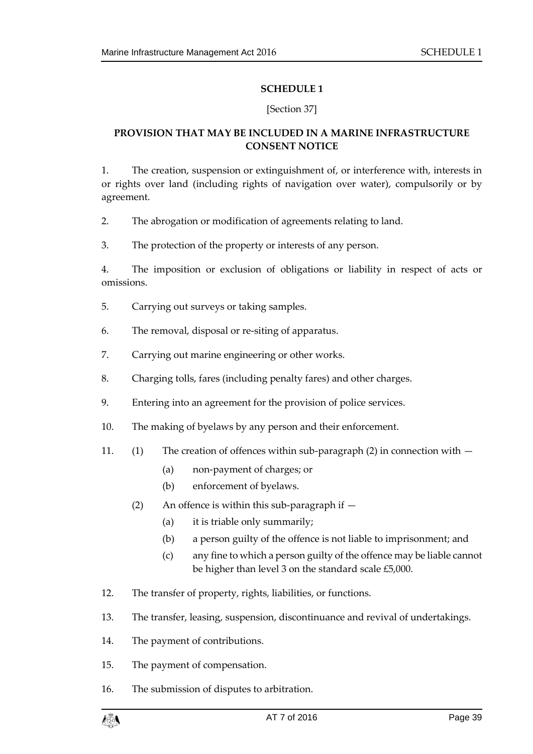# SCHEDULE 1

[Section 37]

## PROVISION THAT MAY BE INCLUDED IN A MARINE INFRASTRUCTURE CONSENT NOTICE

1. The creation, suspension or extinguishment of, or interference with, interests in or rights over land (including rights of navigation over water), compulsorily or by agreement.

2. The abrogation or modification of agreements relating to land.

3. The protection of the property or interests of any person.

4. The imposition or exclusion of obligations or liability in respect of acts or omissions.

5. Carrying out surveys or taking samples.

6. The removal, disposal or re-siting of apparatus.

7. Carrying out marine engineering or other works.

8. Charging tolls, fares (including penalty fares) and other charges.

9. Entering into an agreement for the provision of police services.

10. The making of byelaws by any person and their enforcement.

11. (1) The creation of offences within sub-paragraph (2) in connection with —

    (a) non-payment of charges; or

    (b) enforcement of byelaws.

    (2) An offence is within this sub-paragraph if —

    (a) it is triable only summarily;

    (b) a person guilty of the offence is not liable to imprisonment; and

    (c) any fine to which a person guilty of the offence may be liable cannot be higher than level 3 on the standard scale £5,000.

12. The transfer of property, rights, liabilities, or functions.

13. The transfer, leasing, suspension, discontinuance and revival of undertakings.

14. The payment of contributions.

15. The payment of compensation.

16. The submission of disputes to arbitration.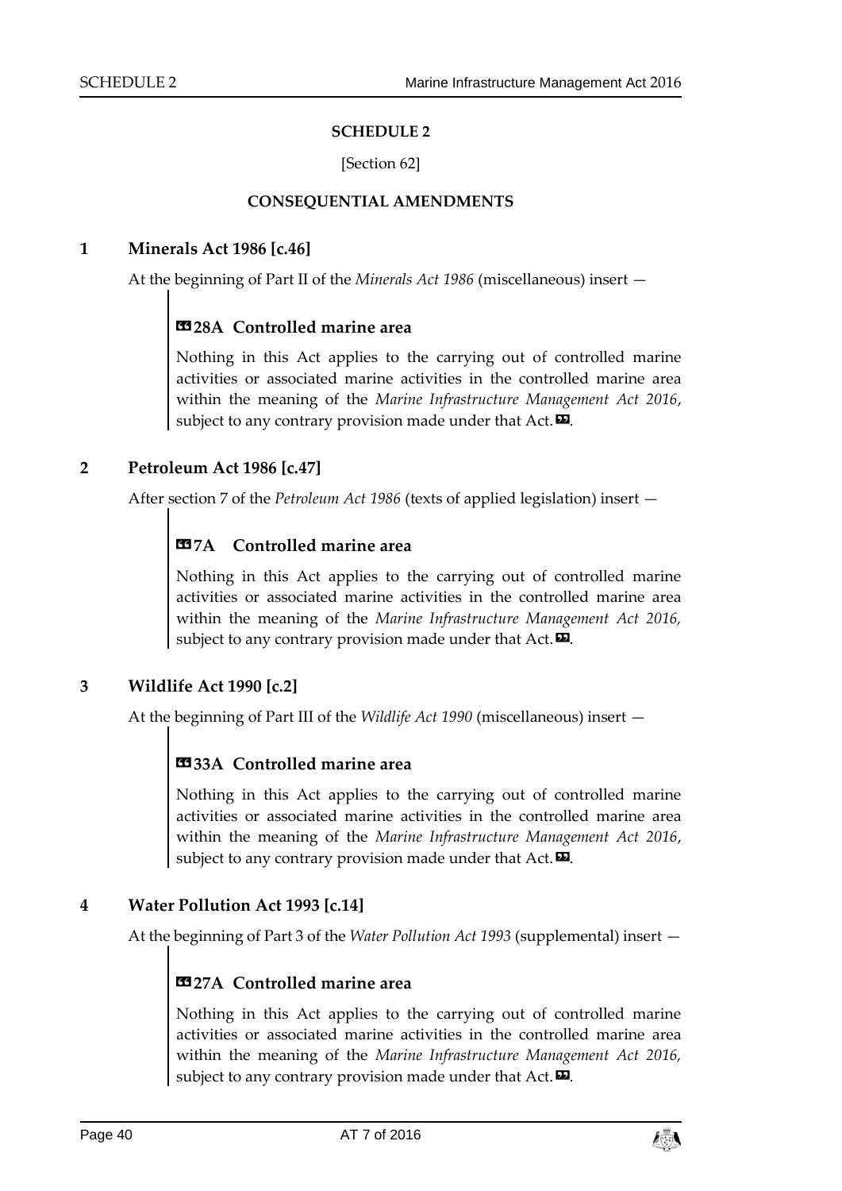## SCHEDULE 2

[Section 62]

**CONSEQUENTIAL AMENDMENTS**

### 1 Minerals Act 1986 [c.46]

At the beginning of Part II of the *Minerals Act 1986* (miscellaneous) insert —

> **«28A Controlled marine area**
>
> Nothing in this Act applies to the carrying out of controlled marine activities or associated marine activities in the controlled marine area within the meaning of the *Marine Infrastructure Management Act 2016*, subject to any contrary provision made under that Act.».

### 2 Petroleum Act 1986 [c.47]

After section 7 of the *Petroleum Act 1986* (texts of applied legislation) insert —

> **«7A Controlled marine area**
>
> Nothing in this Act applies to the carrying out of controlled marine activities or associated marine activities in the controlled marine area within the meaning of the *Marine Infrastructure Management Act 2016,* subject to any contrary provision made under that Act.».

### 3 Wildlife Act 1990 [c.2]

At the beginning of Part III of the *Wildlife Act 1990* (miscellaneous) insert —

> **«33A Controlled marine area**
>
> Nothing in this Act applies to the carrying out of controlled marine activities or associated marine activities in the controlled marine area within the meaning of the *Marine Infrastructure Management Act 2016*, subject to any contrary provision made under that Act.».

### 4 Water Pollution Act 1993 [c.14]

At the beginning of Part 3 of the *Water Pollution Act 1993* (supplemental) insert —

> **«27A Controlled marine area**
>
> Nothing in this Act applies to the carrying out of controlled marine activities or associated marine activities in the controlled marine area within the meaning of the *Marine Infrastructure Management Act 2016,* subject to any contrary provision made under that Act.».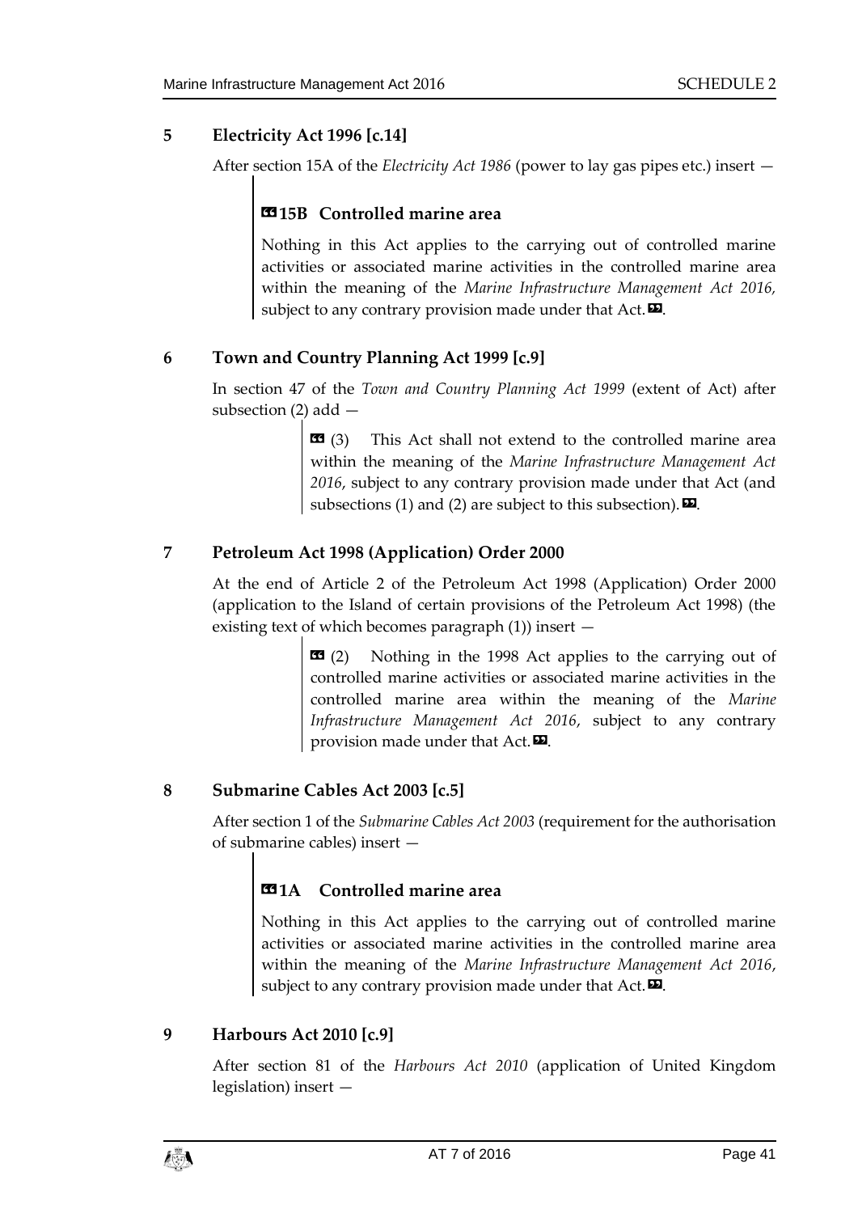## 5 Electricity Act 1996 [c.14]

After section 15A of the *Electricity Act 1986* (power to lay gas pipes etc.) insert —

> **«15B Controlled marine area**
>
> Nothing in this Act applies to the carrying out of controlled marine activities or associated marine activities in the controlled marine area within the meaning of the *Marine Infrastructure Management Act 2016,* subject to any contrary provision made under that Act.».

## 6 Town and Country Planning Act 1999 [c.9]

In section 47 of the *Town and Country Planning Act 1999* (extent of Act) after subsection (2) add —

> « (3) This Act shall not extend to the controlled marine area within the meaning of the *Marine Infrastructure Management Act 2016*, subject to any contrary provision made under that Act (and subsections (1) and (2) are subject to this subsection).».

## 7 Petroleum Act 1998 (Application) Order 2000

At the end of Article 2 of the Petroleum Act 1998 (Application) Order 2000 (application to the Island of certain provisions of the Petroleum Act 1998) (the existing text of which becomes paragraph (1)) insert —

> « (2) Nothing in the 1998 Act applies to the carrying out of controlled marine activities or associated marine activities in the controlled marine area within the meaning of the *Marine Infrastructure Management Act 2016*, subject to any contrary provision made under that Act.».

## 8 Submarine Cables Act 2003 [c.5]

After section 1 of the *Submarine Cables Act 2003* (requirement for the authorisation of submarine cables) insert —

> **«1A Controlled marine area**
>
> Nothing in this Act applies to the carrying out of controlled marine activities or associated marine activities in the controlled marine area within the meaning of the *Marine Infrastructure Management Act 2016*, subject to any contrary provision made under that Act.».

## 9 Harbours Act 2010 [c.9]

After section 81 of the *Harbours Act 2010* (application of United Kingdom legislation) insert —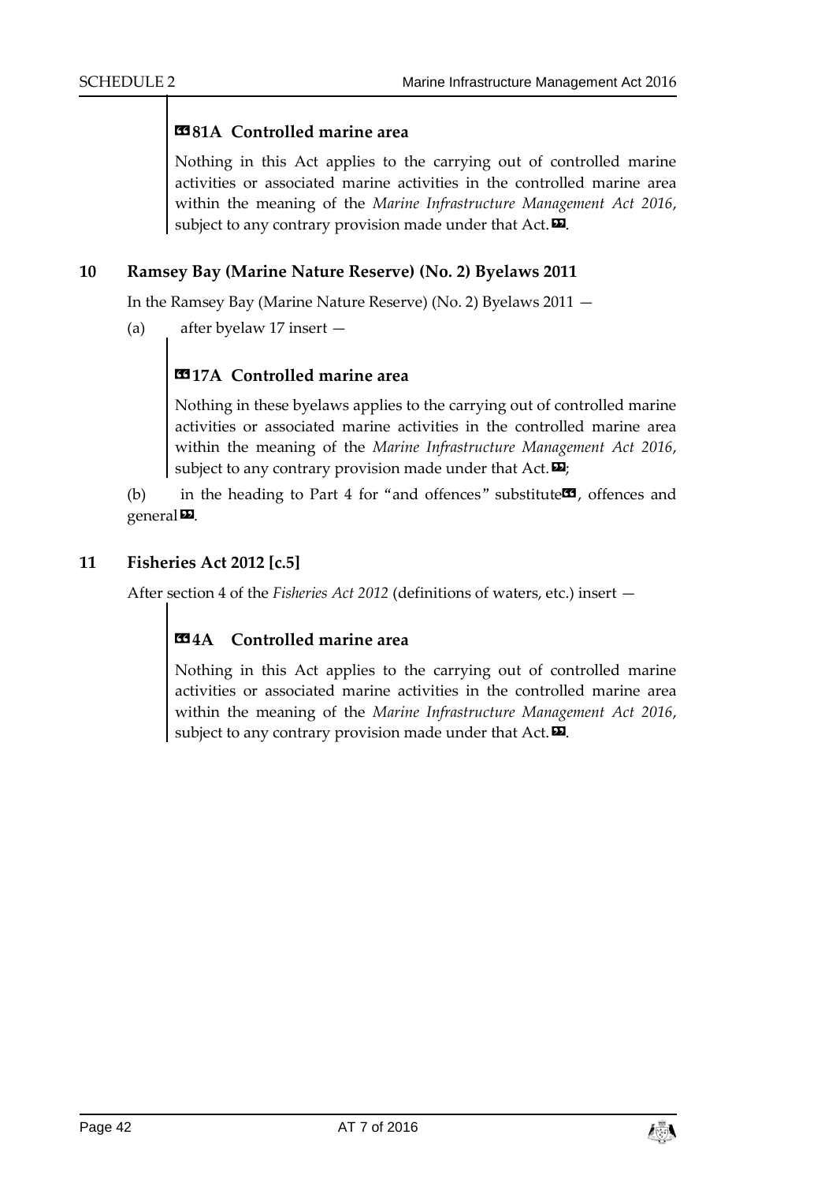**«81A Controlled marine area**

> Nothing in this Act applies to the carrying out of controlled marine activities or associated marine activities in the controlled marine area within the meaning of the *Marine Infrastructure Management Act 2016*, subject to any contrary provision made under that Act.».

### 10 Ramsey Bay (Marine Nature Reserve) (No. 2) Byelaws 2011

In the Ramsey Bay (Marine Nature Reserve) (No. 2) Byelaws 2011 —

(a) after byelaw 17 insert —

**«17A Controlled marine area**

> Nothing in these byelaws applies to the carrying out of controlled marine activities or associated marine activities in the controlled marine area within the meaning of the *Marine Infrastructure Management Act 2016*, subject to any contrary provision made under that Act.»;

(b) in the heading to Part 4 for "and offences" substitute «, offences and general».

### 11 Fisheries Act 2012 [c.5]

After section 4 of the *Fisheries Act 2012* (definitions of waters, etc.) insert —

**«4A Controlled marine area**

> Nothing in this Act applies to the carrying out of controlled marine activities or associated marine activities in the controlled marine area within the meaning of the *Marine Infrastructure Management Act 2016*, subject to any contrary provision made under that Act.».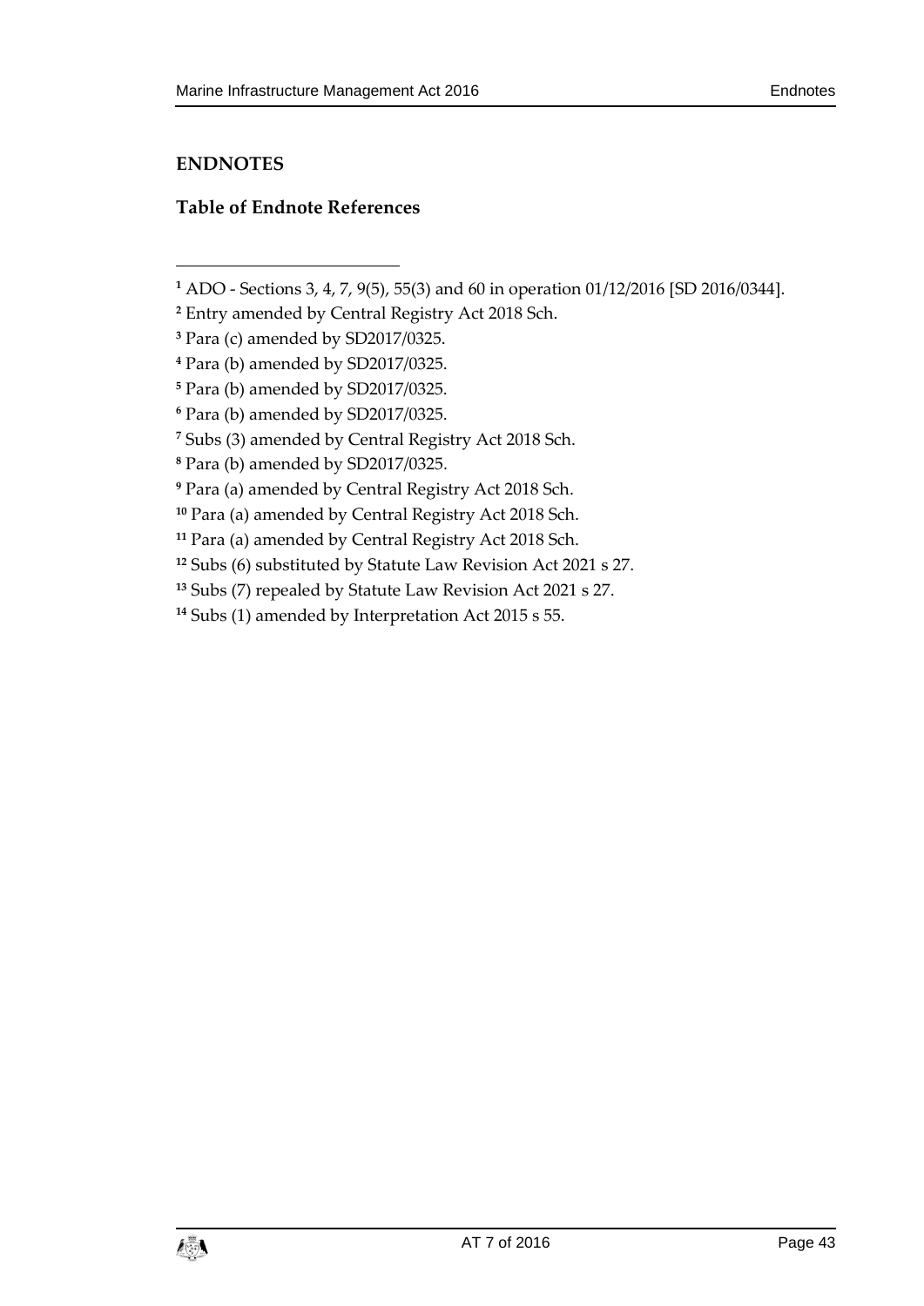## ENDNOTES

### Table of Endnote References

[1] ADO - Sections 3, 4, 7, 9(5), 55(3) and 60 in operation 01/12/2016 [SD 2016/0344].

[2] Entry amended by Central Registry Act 2018 Sch.

[3] Para (c) amended by SD2017/0325.

[4] Para (b) amended by SD2017/0325.

[5] Para (b) amended by SD2017/0325.

[6] Para (b) amended by SD2017/0325.

[7] Subs (3) amended by Central Registry Act 2018 Sch.

[8] Para (b) amended by SD2017/0325.

[9] Para (a) amended by Central Registry Act 2018 Sch.

[10] Para (a) amended by Central Registry Act 2018 Sch.

[11] Para (a) amended by Central Registry Act 2018 Sch.

[12] Subs (6) substituted by Statute Law Revision Act 2021 s 27.

[13] Subs (7) repealed by Statute Law Revision Act 2021 s 27.

[14] Subs (1) amended by Interpretation Act 2015 s 55.